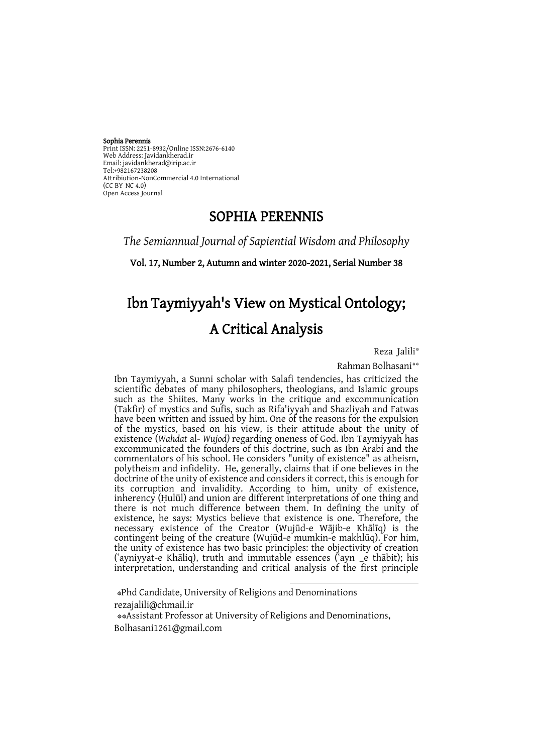**Sophia Perennis**
Print ISSN: 2251-8932/Online ISSN:2676-6140
Web Address: Javidankherad.ir
Email: javidankherad@irip.ac.ir
Tel:+982167238208
Attribiution-NonCommercial 4.0 International
(CC BY-NC 4.0)
Open Access Journal

# SOPHIA PERENNIS

*The Semiannual Journal of Sapiential Wisdom and Philosophy*

**Vol. 17, Number 2, Autumn and winter 2020-2021, Serial Number 38**

# Ibn Taymiyyah's View on Mystical Ontology; A Critical Analysis

Reza Jalili[*]

Rahman Bolhasani[**]

Ibn Taymiyyah, a Sunni scholar with Salafi tendencies, has criticized the scientific debates of many philosophers, theologians, and Islamic groups such as the Shiites. Many works in the critique and excommunication (Takfir) of mystics and Sufis, such as Rifa'iyyah and Shazliyah and Fatwas have been written and issued by him. One of the reasons for the expulsion of the mystics, based on his view, is their attitude about the unity of existence (*Wahdat* al- *Wujod)* regarding oneness of God. Ibn Taymiyyah has excommunicated the founders of this doctrine, such as Ibn Arabi and the commentators of his school. He considers "unity of existence" as atheism, polytheism and infidelity. He, generally, claims that if one believes in the doctrine of the unity of existence and considers it correct, this is enough for its corruption and invalidity. According to him, unity of existence, inherency (Ḥulūl) and union are different interpretations of one thing and there is not much difference between them. In defining the unity of existence, he says: Mystics believe that existence is one. Therefore, the necessary existence of the Creator (Wujūd-e Wājib-e Khālīq) is the contingent being of the creature (Wujūd-e mumkin-e makhlūq). For him, the unity of existence has two basic principles: the objectivity of creation (ʿayniyyat-e Khāliq), truth and immutable essences (ʿayn _e thābit); his interpretation, understanding and critical analysis of the first principle

---

[*] Phd Candidate, University of Religions and Denominations
rezajalili@chmail.ir

[**] Assistant Professor at University of Religions and Denominations,
Bolhasani1261@gmail.com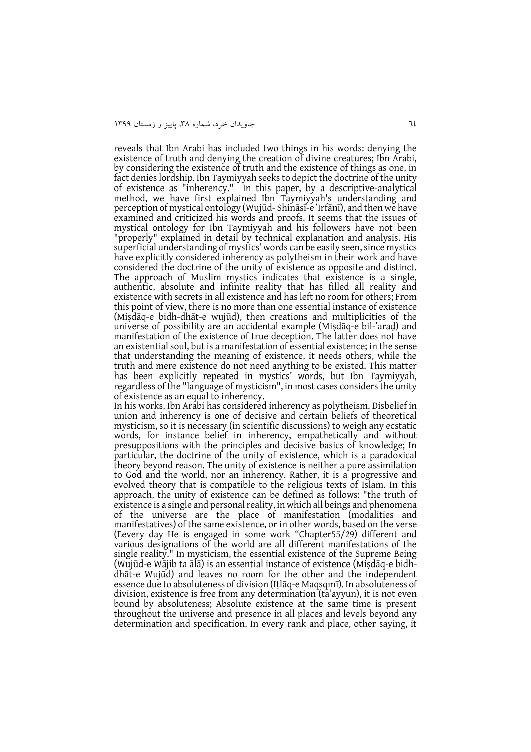reveals that Ibn Arabi has included two things in his words: denying the existence of truth and denying the creation of divine creatures; Ibn Arabi, by considering the existence of truth and the existence of things as one, in fact denies lordship. Ibn Taymiyyah seeks to depict the doctrine of the unity of existence as "inherency." In this paper, by a descriptive-analytical method, we have first explained Ibn Taymiyyah's understanding and perception of mystical ontology (Wujūd- Shināsī-e ʿIrfānī), and then we have examined and criticized his words and proofs. It seems that the issues of mystical ontology for Ibn Taymiyyah and his followers have not been "properly" explained in detail by technical explanation and analysis. His superficial understanding of mystics' words can be easily seen, since mystics have explicitly considered inherency as polytheism in their work and have considered the doctrine of the unity of existence as opposite and distinct. The approach of Muslim mystics indicates that existence is a single, authentic, absolute and infinite reality that has filled all reality and existence with secrets in all existence and has left no room for others; From this point of view, there is no more than one essential instance of existence (Miṣdāq-e bidh-dhāt-e wujūd), then creations and multiplicities of the universe of possibility are an accidental example (Miṣdāq-e bil-ʿaraḍ) and manifestation of the existence of true deception. The latter does not have an existential soul, but is a manifestation of essential existence; in the sense that understanding the meaning of existence, it needs others, while the truth and mere existence do not need anything to be existed. This matter has been explicitly repeated in mystics' words, but Ibn Taymiyyah, regardless of the "language of mysticism", in most cases considers the unity of existence as an equal to inherency.

In his works, Ibn Arabi has considered inherency as polytheism. Disbelief in union and inherency is one of decisive and certain beliefs of theoretical mysticism, so it is necessary (in scientific discussions) to weigh any ecstatic words, for instance belief in inherency, empathetically and without presuppositions with the principles and decisive basics of knowledge; In particular, the doctrine of the unity of existence, which is a paradoxical theory beyond reason. The unity of existence is neither a pure assimilation to God and the world, nor an inherency. Rather, it is a progressive and evolved theory that is compatible to the religious texts of Islam. In this approach, the unity of existence can be defined as follows: "the truth of existence is a single and personal reality, in which all beings and phenomena of the universe are the place of manifestation (modalities and manifestatives) of the same existence, or in other words, based on the verse (Eevery day He is engaged in some work "Chapter55/29) different and various designations of the world are all different manifestations of the single reality." In mysticism, the essential existence of the Supreme Being (Wujūd-e Wājib ta ālā) is an essential instance of existence (Miṣdāq-e bidh-dhāt-e Wujūd) and leaves no room for the other and the independent essence due to absoluteness of division (Iṭlāq-e Maqsqmī). In absoluteness of division, existence is free from any determination (taʿayyun), it is not even bound by absoluteness; Absolute existence at the same time is present throughout the universe and presence in all places and levels beyond any determination and specification. In every rank and place, other saying, it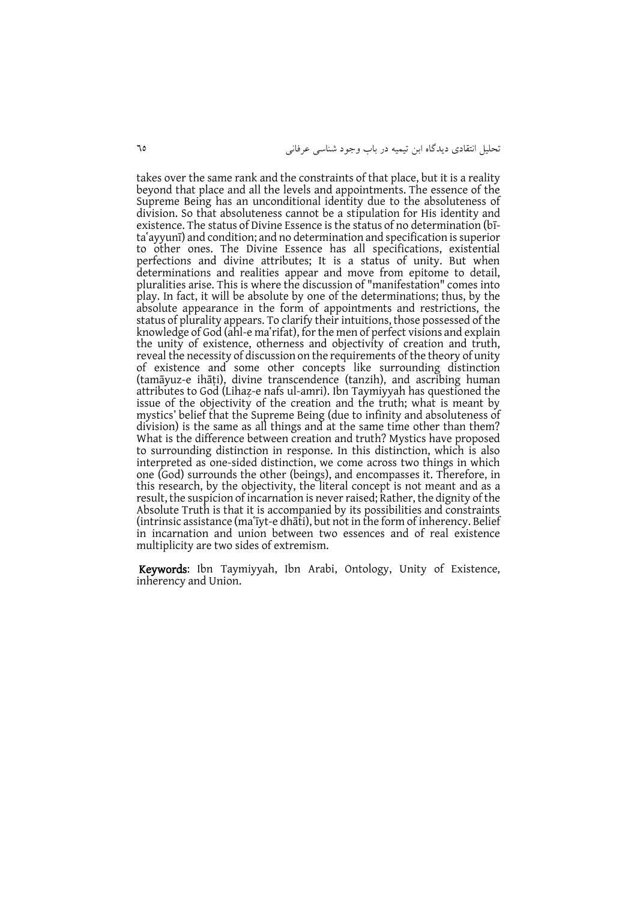takes over the same rank and the constraints of that place, but it is a reality beyond that place and all the levels and appointments. The essence of the Supreme Being has an unconditional identity due to the absoluteness of division. So that absoluteness cannot be a stipulation for His identity and existence. The status of Divine Essence is the status of no determination (bī-taʿayyunī) and condition; and no determination and specification is superior to other ones. The Divine Essence has all specifications, existential perfections and divine attributes; It is a status of unity. But when determinations and realities appear and move from epitome to detail, pluralities arise. This is where the discussion of "manifestation" comes into play. In fact, it will be absolute by one of the determinations; thus, by the absolute appearance in the form of appointments and restrictions, the status of plurality appears. To clarify their intuitions, those possessed of the knowledge of God (ahl-e maʿrifat), for the men of perfect visions and explain the unity of existence, otherness and objectivity of creation and truth, reveal the necessity of discussion on the requirements of the theory of unity of existence and some other concepts like surrounding distinction (tamāyuz-e ihāṭi), divine transcendence (tanzih), and ascribing human attributes to God (Lihaẓ-e nafs ul-amri). Ibn Taymiyyah has questioned the issue of the objectivity of the creation and the truth; what is meant by mystics' belief that the Supreme Being (due to infinity and absoluteness of division) is the same as all things and at the same time other than them? What is the difference between creation and truth? Mystics have proposed to surrounding distinction in response. In this distinction, which is also interpreted as one-sided distinction, we come across two things in which one (God) surrounds the other (beings), and encompasses it. Therefore, in this research, by the objectivity, the literal concept is not meant and as a result, the suspicion of incarnation is never raised; Rather, the dignity of the Absolute Truth is that it is accompanied by its possibilities and constraints (intrinsic assistance (maʿīyt-e dhāti), but not in the form of inherency. Belief in incarnation and union between two essences and of real existence multiplicity are two sides of extremism.

**Keywords**: Ibn Taymiyyah, Ibn Arabi, Ontology, Unity of Existence, inherency and Union.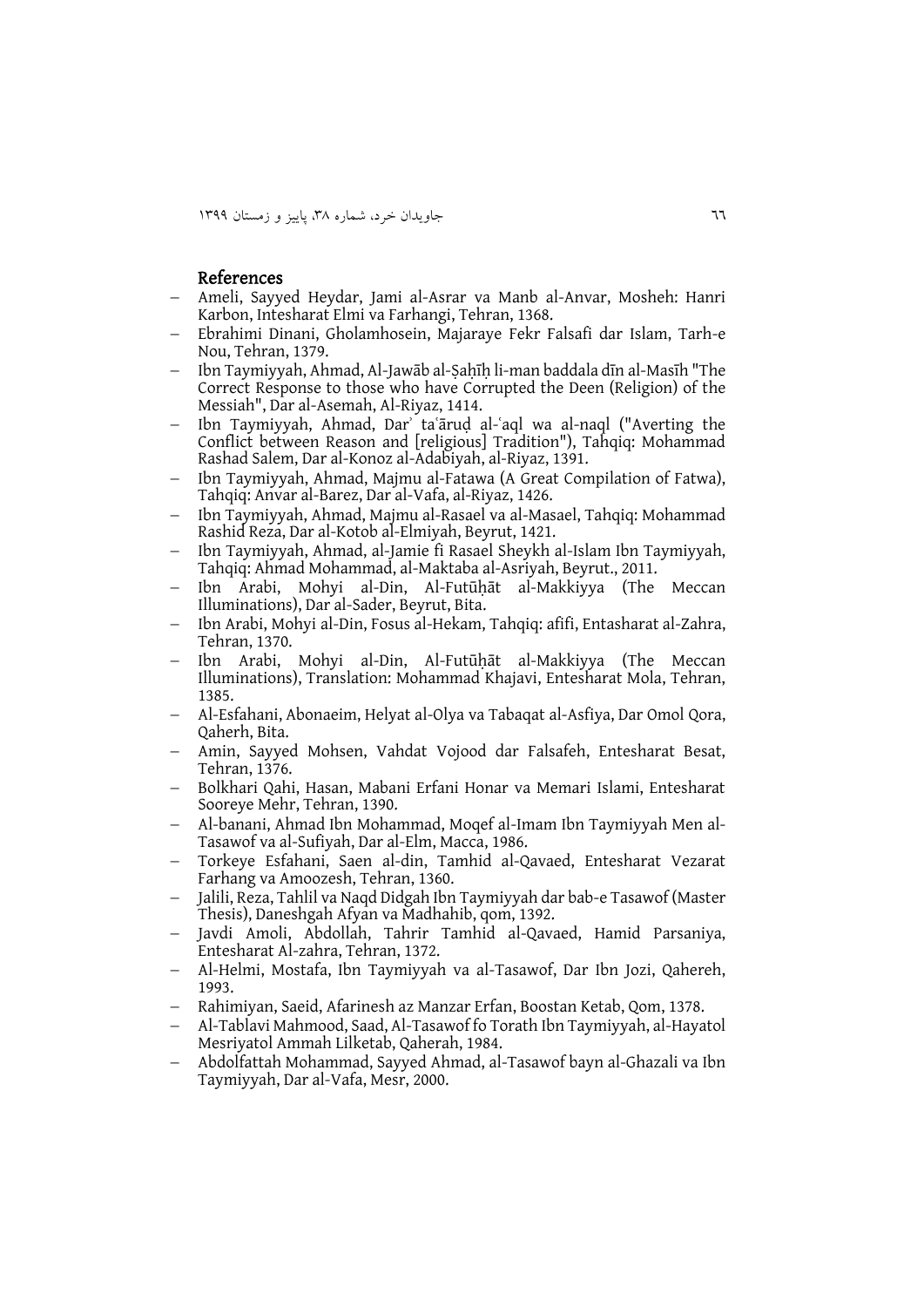## References

- Ameli, Sayyed Heydar, Jami al-Asrar va Manb al-Anvar, Mosheh: Hanri Karbon, Intesharat Elmi va Farhangi, Tehran, 1368.
- Ebrahimi Dinani, Gholamhosein, Majaraye Fekr Falsafi dar Islam, Tarh-e Nou, Tehran, 1379.
- Ibn Taymiyyah, Ahmad, Al-Jawāb al-Ṣaḥīḥ li-man baddala dīn al-Masīh "The Correct Response to those who have Corrupted the Deen (Religion) of the Messiah", Dar al-Asemah, Al-Riyaz, 1414.
- Ibn Taymiyyah, Ahmad, Darʾ taʿāruḍ al-ʿaql wa al-naql ("Averting the Conflict between Reason and [religious] Tradition"), Tahqiq: Mohammad Rashad Salem, Dar al-Konoz al-Adabiyah, al-Riyaz, 1391.
- Ibn Taymiyyah, Ahmad, Majmu al-Fatawa (A Great Compilation of Fatwa), Tahqiq: Anvar al-Barez, Dar al-Vafa, al-Riyaz, 1426.
- Ibn Taymiyyah, Ahmad, Majmu al-Rasael va al-Masael, Tahqiq: Mohammad Rashid Reza, Dar al-Kotob al-Elmiyah, Beyrut, 1421.
- Ibn Taymiyyah, Ahmad, al-Jamie fi Rasael Sheykh al-Islam Ibn Taymiyyah, Tahqiq: Ahmad Mohammad, al-Maktaba al-Asriyah, Beyrut., 2011.
- Ibn Arabi, Mohyi al-Din, Al-Futūḥāt al-Makkiyya (The Meccan Illuminations), Dar al-Sader, Beyrut, Bita.
- Ibn Arabi, Mohyi al-Din, Fosus al-Hekam, Tahqiq: afifi, Entasharat al-Zahra, Tehran, 1370.
- Ibn Arabi, Mohyi al-Din, Al-Futūḥāt al-Makkiyya (The Meccan Illuminations), Translation: Mohammad Khajavi, Entesharat Mola, Tehran, 1385.
- Al-Esfahani, Abonaeim, Helyat al-Olya va Tabaqat al-Asfiya, Dar Omol Qora, Qaherh, Bita.
- Amin, Sayyed Mohsen, Vahdat Vojood dar Falsafeh, Entesharat Besat, Tehran, 1376.
- Bolkhari Qahi, Hasan, Mabani Erfani Honar va Memari Islami, Entesharat Sooreye Mehr, Tehran, 1390.
- Al-banani, Ahmad Ibn Mohammad, Moqef al-Imam Ibn Taymiyyah Men al-Tasawof va al-Sufiyah, Dar al-Elm, Macca, 1986.
- Torkeye Esfahani, Saen al-din, Tamhid al-Qavaed, Entesharat Vezarat Farhang va Amoozesh, Tehran, 1360.
- Jalili, Reza, Tahlil va Naqd Didgah Ibn Taymiyyah dar bab-e Tasawof (Master Thesis), Daneshgah Afyan va Madhahib, qom, 1392.
- Javdi Amoli, Abdollah, Tahrir Tamhid al-Qavaed, Hamid Parsaniya, Entesharat Al-zahra, Tehran, 1372.
- Al-Helmi, Mostafa, Ibn Taymiyyah va al-Tasawof, Dar Ibn Jozi, Qahereh, 1993.
- Rahimiyan, Saeid, Afarinesh az Manzar Erfan, Boostan Ketab, Qom, 1378.
- Al-Tablavi Mahmood, Saad, Al-Tasawof fo Torath Ibn Taymiyyah, al-Hayatol Mesriyatol Ammah Lilketab, Qaherah, 1984.
- Abdolfattah Mohammad, Sayyed Ahmad, al-Tasawof bayn al-Ghazali va Ibn Taymiyyah, Dar al-Vafa, Mesr, 2000.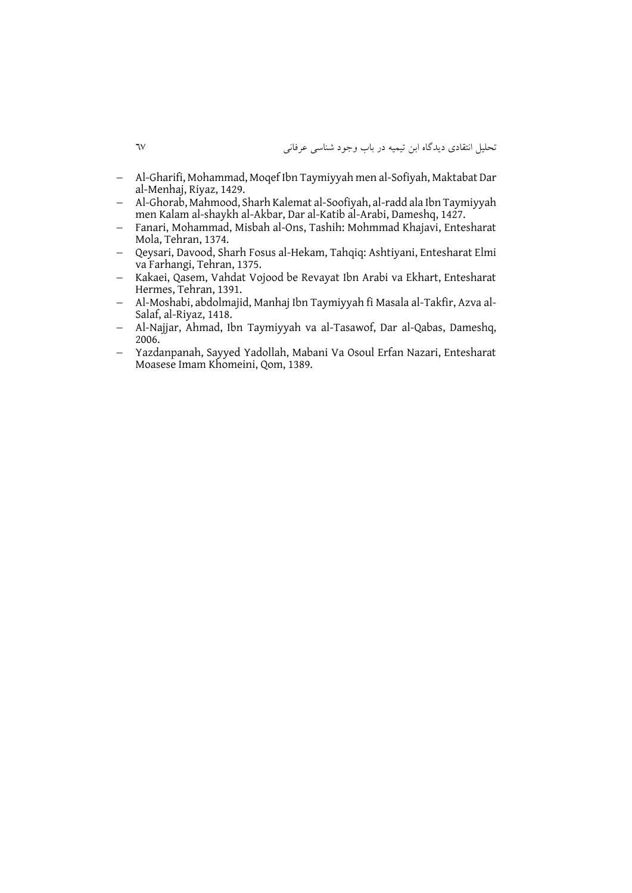- Al-Gharifi, Mohammad, Moqef Ibn Taymiyyah men al-Sofiyah, Maktabat Dar al-Menhaj, Riyaz, 1429.
- Al-Ghorab, Mahmood, Sharh Kalemat al-Soofiyah, al-radd ala Ibn Taymiyyah men Kalam al-shaykh al-Akbar, Dar al-Katib al-Arabi, Dameshq, 1427.
- Fanari, Mohammad, Misbah al-Ons, Tashih: Mohmmad Khajavi, Entesharat Mola, Tehran, 1374.
- Qeysari, Davood, Sharh Fosus al-Hekam, Tahqiq: Ashtiyani, Entesharat Elmi va Farhangi, Tehran, 1375.
- Kakaei, Qasem, Vahdat Vojood be Revayat Ibn Arabi va Ekhart, Entesharat Hermes, Tehran, 1391.
- Al-Moshabi, abdolmajid, Manhaj Ibn Taymiyyah fi Masala al-Takfir, Azva al-Salaf, al-Riyaz, 1418.
- Al-Najjar, Ahmad, Ibn Taymiyyah va al-Tasawof, Dar al-Qabas, Dameshq, 2006.
- Yazdanpanah, Sayyed Yadollah, Mabani Va Osoul Erfan Nazari, Entesharat Moasese Imam Khomeini, Qom, 1389.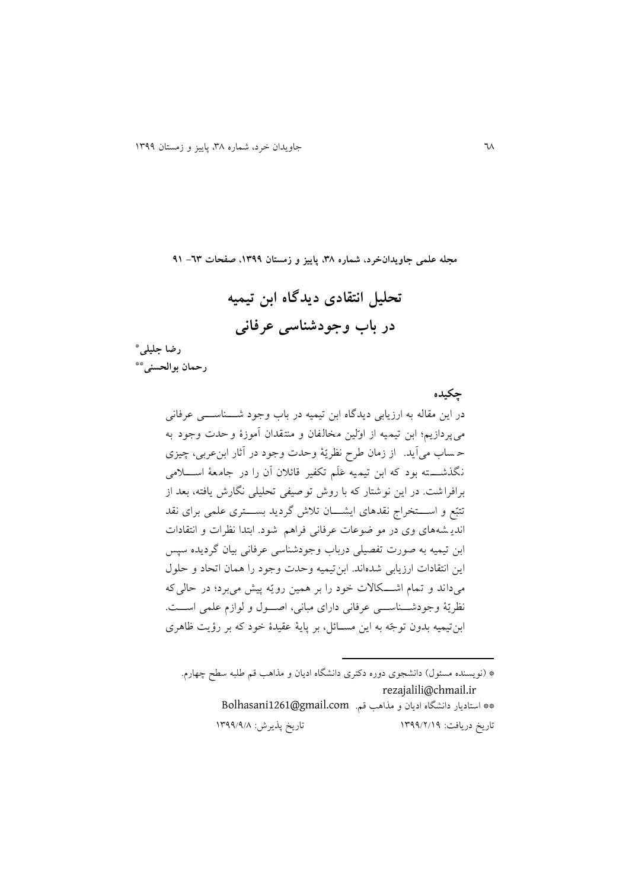**مجله علمی جاویدان‌خرد، شماره ۳۸، پاییز و زمستان ۱۳۹۹، صفحات ۶۳- ۹۱**

# تحلیل انتقادی دیدگاه ابن تیمیه در باب وجودشناسی عرفانی

**رضا جلیلی***

**رحمان بوالحسنی****

## چکیده

در این مقاله به ارزیابی دیدگاه ابن تیمیه در باب وجود شناسی عرفانی می‌پردازیم؛ ابن تیمیه از اوّلین مخالفان و منتقدان آموزهٔ وحدت وجود به حساب می‌آید. از زمان طرح نظریّهٔ وحدت وجود در آثار ابن‌عربی، چیزی نگذشته بود که ابن تیمیه عَلَم تکفیر قائلان آن را در جامعهٔ اسلامی برافراشت. در این نوشتار که با روش توصیفی تحلیلی نگارش یافته، بعد از تتبّع و استخراج نقدهای ایشان تلاش گردید بستری علمی برای نقد اندیشه‌های وی در موضوعات عرفانی فراهم شود. ابتدا نظرات و انتقادات ابن تیمیه به صورت تفصیلی درباب وجودشناسی عرفانی بیان گردیده سپس این انتقادات ارزیابی شده‌اند. ابن‌تیمیه وحدت وجود را همان اتحاد و حلول می‌داند و تمام اشکالات خود را بر همین رویّه پیش می‌برد؛ در حالی‌که نظریّهٔ وجودشناسی عرفانی دارای مبانی، اصول و لوازم علمی است. ابن‌تیمیه بدون توجّه به این مسائل، بر پایهٔ عقیدهٔ خود که بر رؤیت ظاهری

---

* (نویسنده مسئول) دانشجوی دوره دکتری دانشگاه ادیان و مذاهب قم طلبه سطح چهارم. rezajalili@chmail.ir

** استادیار دانشگاه ادیان و مذاهب قم. Bolhasani1261@gmail.com

تاریخ دریافت: ۱۳۹۹/۲/۱۹ تاریخ پذیرش: ۱۳۹۹/۹/۸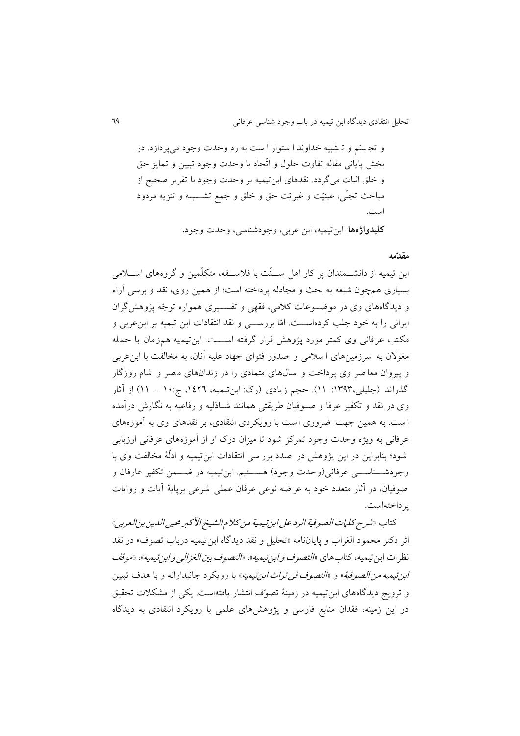و تجسّم و تشبیه خداوند استوار است به رد وحدت وجود می‌پردازد. در بخش پایانی مقاله تفاوت حلول و اتّحاد با وحدت وجود تبیین و تمایز حق و خلق اثبات می‌گردد. نقدهای ابن‌تیمیه بر وحدت وجود با تقریر صحیح از مباحث تجلّی، عینیّت و غیریّت حق و خلق و جمع تشبیه و تنزیه مردود است.

**کلیدواژه‌ها**: ابن‌تیمیه، ابن عربی، وجودشناسی، وحدت وجود.

## مقدّمه

ابن تیمیه از دانشمندان پر کار اهل سنّت با فلاسفه، متکلّمین و گروه‌های اسلامی بسیاری هم‌چون شیعه به بحث و مجادله پرداخته است؛ از همین روی، نقد و برسی آراء و دیدگاه‌های وی در موضوعات کلامی، فقهی و تفسیری همواره توجّه پژوهش‌گران ایرانی را به خود جلب کرده‌است. امّا بررسی و نقد انتقادات ابن تیمیه بر ابن‌عربی و مکتب عرفانی وی کمتر مورد پژوهش قرار گرفته است. ابن‌تیمیه هم‌زمان با حمله مغولان به سرزمین‌های اسلامی و صدور فتوای جهاد علیه آنان، به مخالفت با ابن‌عربی و پیروان معاصر وی پرداخت و سال‌های متمادی را در زندان‌های مصر و شام روزگار گذراند (جلیلی،۱۳۹۳: ۱۱). حجم زیادی (رک: ابن‌تیمیه، ١٤٢٦، ج:١٠ – ١١) از آثار وی در نقد و تکفیر عرفا و صوفیان طریقتی همانند شاذلیه و رفاعیه به نگارش درآمده است. به همین جهت ضروری است با رویکردی انتقادی، بر نقدهای وی به آموزه‌های عرفانی به ویژه وحدت وجود تمرکز شود تا میزان درک او از آموزه‌های عرفانی ارزیابی شود؛ بنابراین در این پژوهش در صدد بررسی انتقادات ابن‌تیمیه و ادلّهٔ مخالفت وی با وجودشناسی عرفانی(وحدت وجود) هستیم. ابن‌تیمیه در ضمن تکفیر عارفان و صوفیان، در آثار متعدد خود به عرضه نوعی عرفان عملی شرعی برپایهٔ آیات و روایات پرداخته‌است.

کتاب «*شرح کلمات الصوفیة الرد علی ابن‌تیمیة من کلام الشیخ الأکبر محیی الدین بن العربی*» اثر دکتر محمود الغراب و پایان‌نامه «تحلیل و نقد دیدگاه ابن‌تیمیه درباب تصوف» در نقد نظرات ابن‌تیمیه، کتاب‌های «*التصوف و ابن‌تیمیه*»، «*التصوف بین الغزالی و ابن‌تیمیه*»، «*موقف ابن‌تیمیه من الصوفیة*» و «*التصوف فی تراث ابن‌تیمیه*» با رویکرد جانبدارانه و با هدف تبیین و ترویج دیدگاه‌های ابن‌تیمیه در زمینهٔ تصوّف انتشار یافته‌است. یکی از مشکلات تحقیق در این زمینه، فقدان منابع فارسی و پژوهش‌های علمی با رویکرد انتقادی به دیدگاه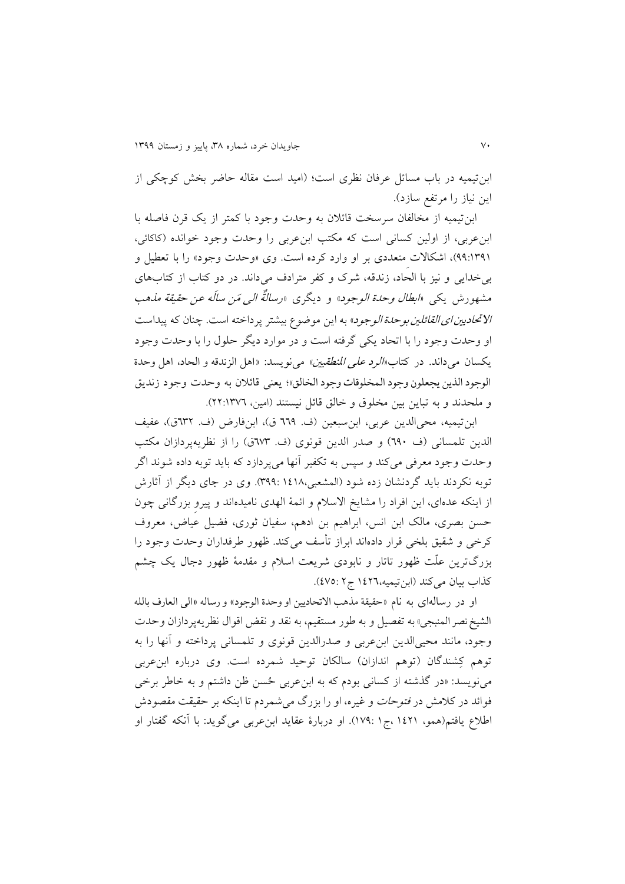ابن‌تیمیه در باب مسائل عرفان نظری است؛ (امید است مقاله حاضر بخش کوچکی از این نیاز را مرتفع سازد).

ابن‌تیمیه از مخالفان سرسخت قائلان به وحدت وجود با کمتر از یک قرن فاصله با ابن‌عربی، از اولین کسانی است که مکتب ابن‌عربی را وحدت وجود خوانده (کاکائی، ۹۹:۱۳۹۱)، اشکالات متعددی بر او وارد کرده است. وی «وحدت وجود» را با تعطیل و بی‌خدایی و نیز با الحاد، زندقه، شرک و کفر مترادف می‌داند. در دو کتاب از کتاب‌های مشهورش یکی «*ابطال وحدة الوجود*» و دیگری «*رسالةٌ الی مَن سألَه عن حقیقة مذهب الاتحادیین ای القائلین بوحدة الوجود*» به این موضوع بیشتر پرداخته است. چنان که پیداست او وحدت وجود را با اتحاد یکی گرفته است و در موارد دیگر حلول را با وحدت وجود یکسان می‌داند. در کتاب«*الرد علی المنطقیین*» می‌نویسد: «اهل الزندقه و الحاد، اهل وحدة الوجود الذین یجعلون وجود المخلوقات وجود الخالق»؛ یعنی قائلان به وحدت وجود زندیق و ملحدند و به تباین بین مخلوق و خالق قائل نیستند (امین، ۲۲:۱۳۷٦).

ابن‌تیمیه، محی‌الدین عربی، ابن‌سبعین (ف. ٦٦٩ ق)، ابن‌فارض (ف. ٦٣٢ق)، عفیف الدین تلمسانی (ف ٦٩٠) و صدر الدین قونوی (ف. ٦٧٣ق) را از نظریه‌پردازان مکتب وحدت وجود معرفی می‌کند و سپس به تکفیر آنها می‌پردازد که باید توبه داده شوند اگر توبه نکردند باید گردنشان زده شود (المشعبی،١٤١٨ :٣٩٩). وی در جای دیگر از آثارش از اینکه عده‌ای، این افراد را مشایخ الاسلام و ائمهٔ الهدی نامیده‌اند و پیروِ بزرگانی چون حسن بصری، مالک ابن انس، ابراهیم بن ادهم، سفیان ثوری، فضیل عیاض، معروف کرخی و شقیق بلخی قرار داده‌اند ابراز تأسف می‌کند. ظهور طرفداران وحدت وجود را بزرگ‌ترین علّت ظهور تاتار و نابودی شریعت اسلام و مقدمهٔ ظهور دجال یک چشم کذاب بیان می‌کند (ابن‌تیمیه،١٤٢٦ ج٢ :٤٧٥).

او در رساله‌ای به نام «حقیقة مذهب الاتحادیین او وحدة الوجود» و رساله «الی العارف بالله الشیخ نصر المنبجی» به تفصیل و به طور مستقیم، به نقد و نقض اقوال نظریه‌پردازان وحدت وجود، مانند محیی‌الدین ابن‌عربی و صدرالدین قونوی و تلمسانی پرداخته و آنها را به توهم کِشندگان (توهم اندازان) سالکان توحید شمرده است. وی درباره ابن‌عربی می‌نویسد: «در گذشته از کسانی بودم که به ابن‌عربی حُسن ظن داشتم و به خاطر برخی فوائد در کلامش در *فتوحات* و غیره، او را بزرگ می‌شمردم تا اینکه بر حقیقت مقصودش اطلاع یافتم(همو، ١٤٢١ ،ج١ :١٧٩). او دربارهٔ عقاید ابن‌عربی می‌گوید: با آنکه گفتار او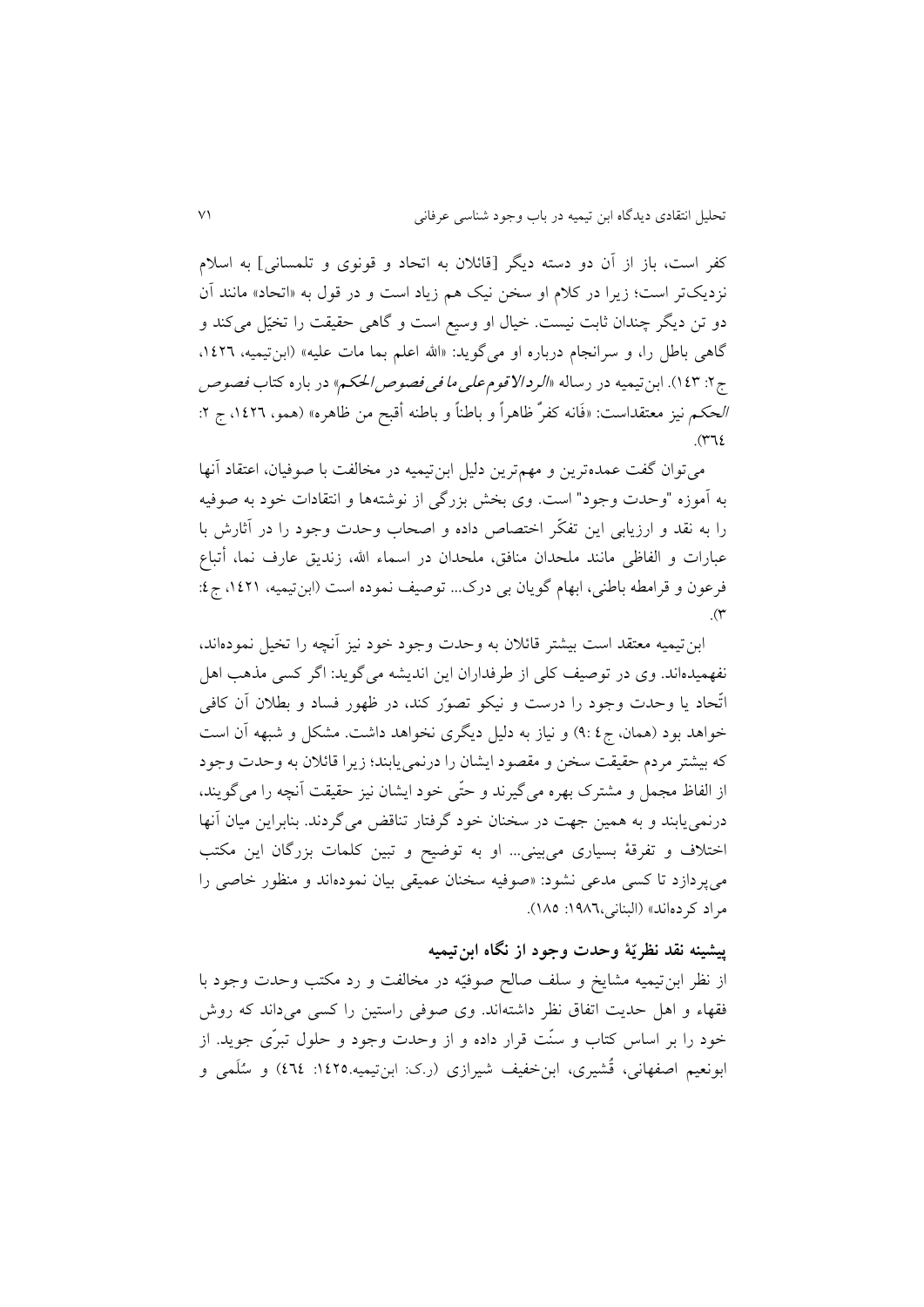کفر است، باز از آن دو دسته دیگر [قائلان به اتحاد و قونوی و تلمسانی] به اسلام نزدیک‌تر است؛ زیرا در کلام او سخن نیک هم زیاد است و در قول به «اتحاد» مانند آن دو تن دیگر چندان ثابت نیست. خیال او وسیع است و گاهی حقیقت را تخیّل می‌کند و گاهی باطل را، و سرانجام درباره او می‌گوید: «الله اعلم بما مات علیه» (ابن‌تیمیه، ۱۴۲۶، ج۲: ۱۴۳). ابن‌تیمیه در رساله «*الردالاقوم علی ما فی فصوص الحکم*» در باره کتاب *فصوص الحکم* نیز معتقداست: «فَانه کفرٌ ظاهراً و باطناً و باطنه أقبح من ظاهره» (همو، ۱۴۲۶، ج ۲: ۳۶۴).

می‌توان گفت عمده‌ترین و مهم‌ترین دلیل ابن‌تیمیه در مخالفت با صوفیان، اعتقاد آنها به آموزه "وحدت وجود" است. وی بخش بزرگی از نوشته‌ها و انتقادات خود به صوفیه را به نقد و ارزیابی این تفکّر اختصاص داده و اصحاب وحدت وجود را در آثارش با عبارات و الفاظی مانند ملحدان منافق، ملحدان در اسماء الله، زندیق عارف نما، أتباع فرعون و قرامطه باطنی، ابهام گویان بی درک... توصیف نموده است (ابن‌تیمیه، ۱۴۲۱، ج۴: ۳).

ابن‌تیمیه معتقد است بیشتر قائلان به وحدت وجود خود نیز آنچه را تخیل نموده‌اند، نفهمیده‌اند. وی در توصیف کلی از طرفداران این اندیشه می‌گوید: اگر کسی مذهب اهل اتّحاد یا وحدت وجود را درست و نیکو تصوّر کند، در ظهور فساد و بطلان آن کافی خواهد بود (همان، ج۴ :۹) و نیاز به دلیل دیگری نخواهد داشت. مشکل و شبهه آن است که بیشتر مردم حقیقت سخن و مقصود ایشان را درنمی‌یابند؛ زیرا قائلان به وحدت وجود از الفاظ مجمل و مشترک بهره می‌گیرند و حتّی خود ایشان نیز حقیقت آنچه را می‌گویند، درنمی‌یابند و به همین جهت در سخنان خود گرفتار تناقض می‌گردند. بنابراین میان آنها اختلاف و تفرقهٔ بسیاری می‌بینی... او به توضیح و تبین کلمات بزرگان این مکتب می‌پردازد تا کسی مدعی نشود: «صوفیه سخنان عمیقی بیان نموده‌اند و منظور خاصی را مراد کرده‌اند» (البنانی،۱۹۸۶: ۱۸۵).

## پیشینه نقد نظریّهٔ وحدت وجود از نگاه ابن‌تیمیه

از نظر ابن‌تیمیه مشایخ و سلف صالح صوفیّه در مخالفت و رد مکتب وحدت وجود با فقهاء و اهل حدیت اتفاق نظر داشته‌اند. وی صوفی راستین را کسی می‌داند که روش خود را بر اساس کتاب و سنّت قرار داده و از وحدت وجود و حلول تبرّی جوید. از ابونعیم اصفهانی، قُشیری، ابن‌خفیف شیرازی (ر.ک: ابن‌تیمیه.۱۴۲۵: ۴۶۴) و سُلَمی و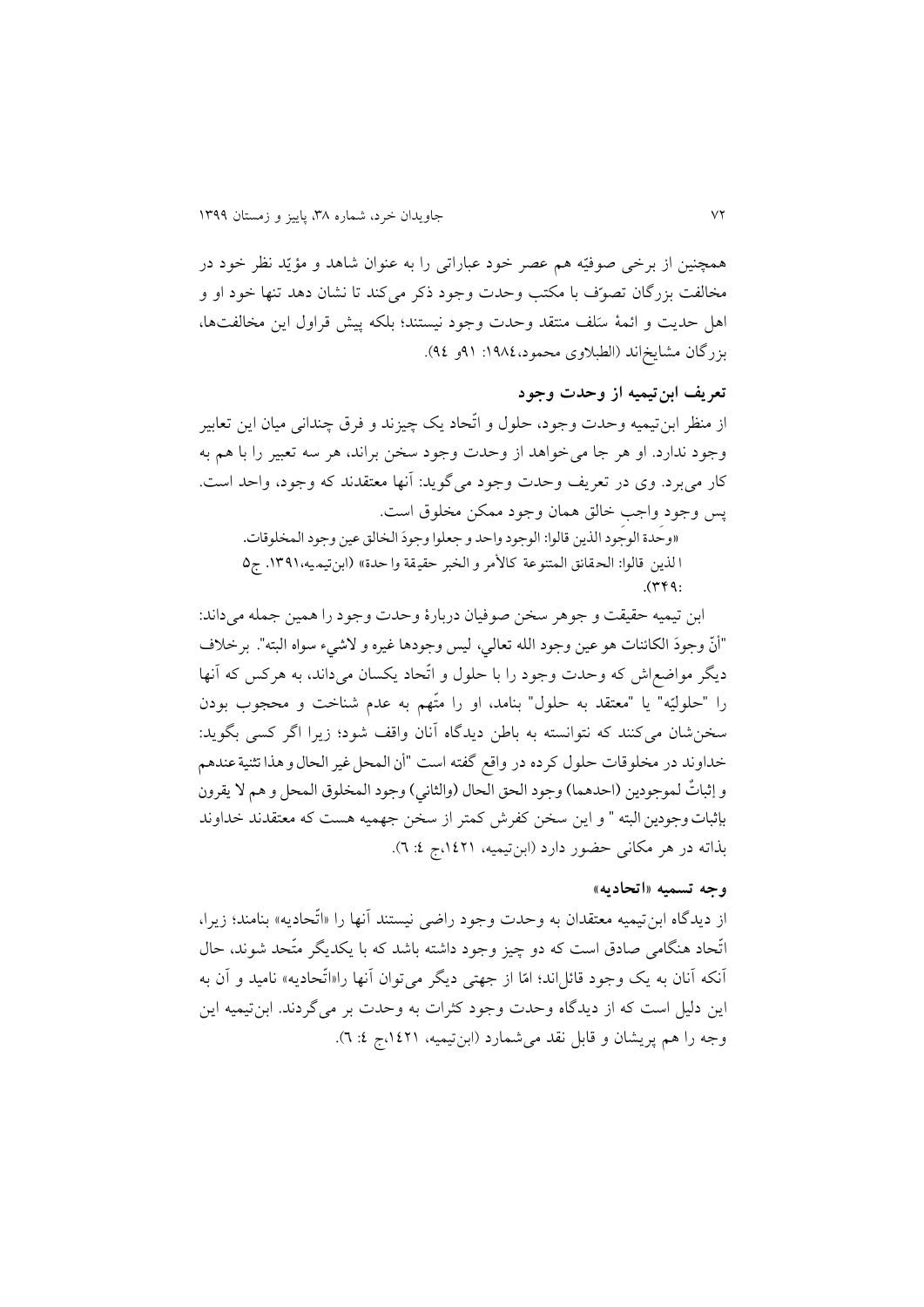همچنین از برخی صوفیّه هم عصر خود عباراتی را به عنوان شاهد و مؤیّد نظر خود در مخالفت بزرگان تصوّف با مکتب وحدت وجود ذکر می‌کند تا نشان دهد تنها خود او و اهل حدیث و ائمهٔ سَلف منتقد وحدت وجود نیستند؛ بلکه پیش قراول این مخالفت‌ها، بزرگان مشایخ‌اند (الطبلاوی محمود،١٩٨٤: ٩١و ٩٤).

### تعریف ابن‌تیمیه از وحدت وجود

از منظر ابن‌تیمیه وحدت وجود، حلول و اتّحاد یک چیزند و فرق چندانی میان این تعابیر وجود ندارد. او هر جا می‌خواهد از وحدت وجود سخن براند، هر سه تعبیر را با هم به کار می‌برد. وی در تعریف وحدت وجود می‌گوید: آنها معتقدند که وجود، واحد است. پس وجود واجب خالق همان وجود ممکن مخلوق است.

«وحدة الوجود الذين قالوا: الوجود واحد و جعلوا وجودَ الخالق عين وجود المخلوقات. الذين قالوا: الحقائق المتنوعة كالأمر و الخبر حقيقة واحدة» (ابن‌تیمیه،١٣٩١. ج٥ :٣۴٩).

ابن تیمیه حقیقت و جوهر سخن صوفیان دربارهٔ وحدت وجود را همین جمله می‌داند: "أنّ وجودَ الكائنات هو عين وجود الله تعالي، ليس وجودها غيره و لاشيء سواه البته". برخلاف دیگر مواضع‌اش که وحدت وجود را با حلول و اتّحاد یکسان می‌داند، به هرکس که آنها را "حلولیّه" یا "معتقد به حلول" بنامد، او را متّهم به عدم شناخت و محجوب بودن سخن‌شان می‌کنند که نتوانسته به باطن دیدگاه آنان واقف شود؛ زیرا اگر کسی بگوید: خداوند در مخلوقات حلول کرده در واقع گفته است "أن المحل غير الحال و هذا تثنية عندهم و إثباتٌ لموجودين (احدهما) وجود الحق الحال (والثاني) وجود المخلوق المحل و هم لا يقرون باثبات وجودين البته " و این سخن کفرش کمتر از سخن جهمیه هست که معتقدند خداوند بذاته در هر مکانی حضور دارد (ابن‌تیمیه، ١٤٢١،ج ٤: ٦).

### وجه تسمیه «اتحادیه»

از دیدگاه ابن‌تیمیه معتقدان به وحدت وجود راضی نیستند آنها را «اتّحادیه» بنامند؛ زیرا، اتّحاد هنگامی صادق است که دو چیز وجود داشته باشد که با یکدیگر متّحد شوند، حال آنکه آنان به یک وجود قائل‌اند؛ امّا از جهتی دیگر می‌توان آنها را«اتّحادیه» نامید و آن به این دلیل است که از دیدگاه وحدت وجود کثرات به وحدت بر می‌گردند. ابن‌تیمیه این وجه را هم پریشان و قابل نقد می‌شمارد (ابن‌تیمیه، ١٤٢١،ج ٤: ٦).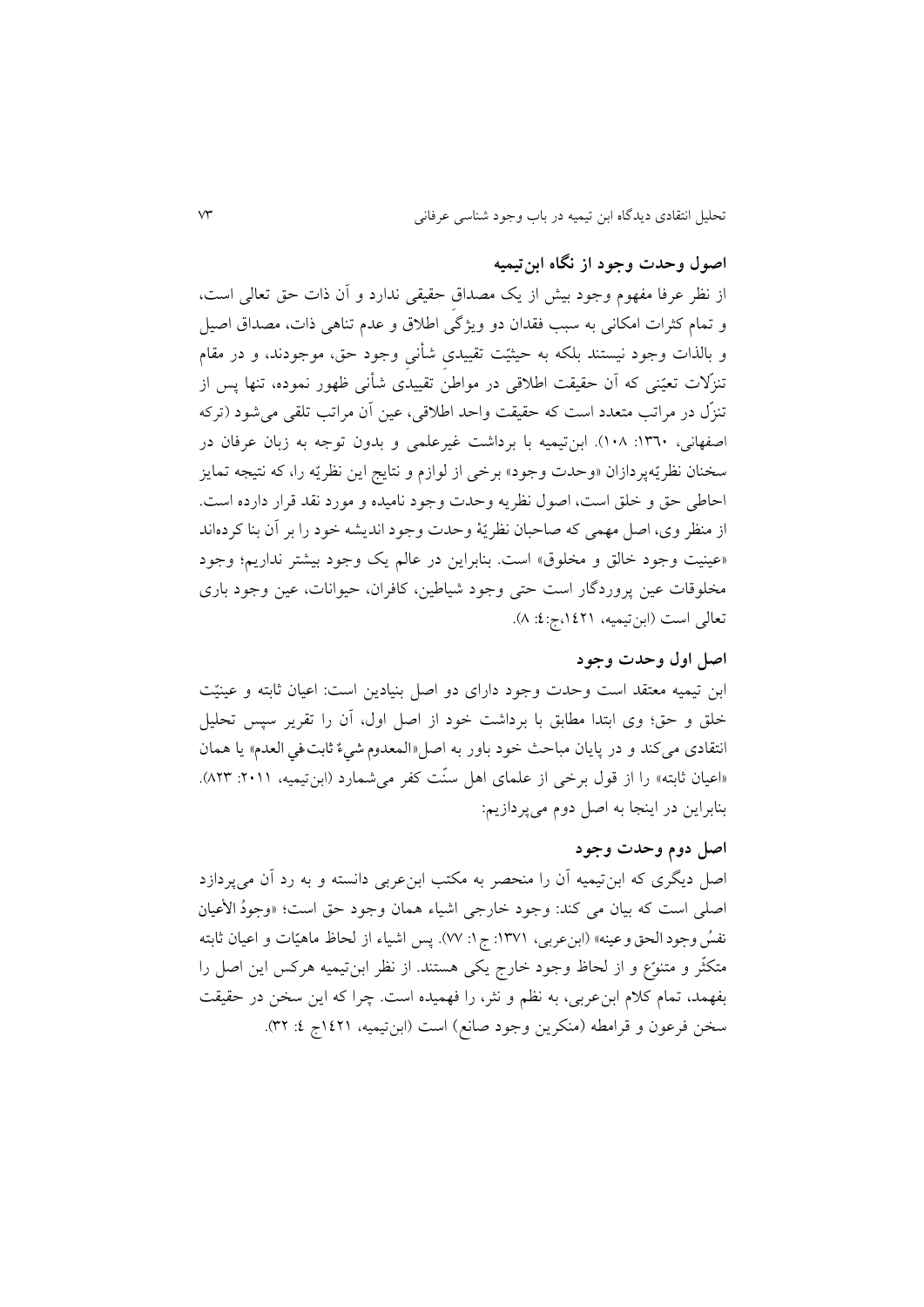### اصول وحدت وجود از نگاه ابن‌تیمیه

از نظر عرفا مفهوم وجود بیش از یک مصداقِ حقیقی ندارد و آن ذات حق تعالی است، و تمام کثرات امکانی به سبب فقدان دو ویژگیِ اطلاق و عدم تناهی ذات، مصداق اصیل و بالذات وجود نیستند بلکه به حیثیّت تقییدیِ شأنیِ وجود حق، موجودند، و در مقام تنزّلات تعیّنی که آن حقیقت اطلاقی در مواطنِ تقییدیِ شأنی ظهور نموده، تنها پس از تنزّل در مراتب متعدد است که حقیقت واحد اطلاقی، عین آن مراتب تلقی می‌شود (ترکه اصفهانی، ۱۳۶۰: ۱۰۸). ابن‌تیمیه با برداشت غیرعلمی و بدون توجه به زبان عرفان در سخنان نظریّه‌پردازان «وحدت وجود» برخی از لوازم و نتایج این نظریّه را، که نتیجه تمایز احاطی حق و خلق است، اصول نظریه وحدت وجود نامیده و مورد نقد قرار دارده است. از منظر وی، اصل مهمی که صاحبان نظریّهٔ وحدت وجود اندیشه خود را بر آن بنا کرده‌اند «عینیت وجود خالق و مخلوق» است. بنابراین در عالم یک وجود بیشتر نداریم؛ وجود مخلوقات عین پروردگار است حتی وجود شیاطین، کافران، حیوانات، عین وجود باری تعالی است (ابن‌تیمیه، ۱۴۲۱،ج:۴: ۸).

### اصل اول وحدت وجود

ابن تیمیه معتقد است وحدت وجود دارای دو اصل بنیادین است: اعیان ثابته و عینیّت خلق و حق؛ وی ابتدا مطابق با برداشت خود از اصل اول، آن را تقریر سپس تحلیل انتقادی می‌کند و در پایان مباحث خود باور به اصل«المعدوم شیءٌ ثابتٌ في العدم» یا همان «اعیان ثابته» را از قول برخی از علمای اهل سنّت کفر می‌شمارد (ابن‌تیمیه، ۲۰۱۱: ۸۲۳). بنابراین در اینجا به اصل دوم می‌پردازیم:

### اصل دوم وحدت وجود

اصل دیگری که ابن‌تیمیه آن را منحصر به مکتب ابن‌عربی دانسته و به رد آن می‌پردازد اصلی است که بیان می کند: وجود خارجی اشیاء همان وجود حق است؛ «وجودُ الأعیان نفسُ وجود الحق وعینه» (ابن‌عربی، ۱۳۷۱: ج۱: ۷۷). پس اشیاء از لحاظ ماهیّات و اعیان ثابته متکثّر و متنوّع و از لحاظ وجود خارج یکی هستند. از نظر ابن‌تیمیه هرکس این اصل را بفهمد، تمام کلام ابن‌عربی، به نظم و نثر، را فهمیده است. چرا که این سخن در حقیقت سخن فرعون و قرامطه (منکرین وجود صانع) است (ابن‌تیمیه، ۱۴۲۱ج ۴: ۳۲).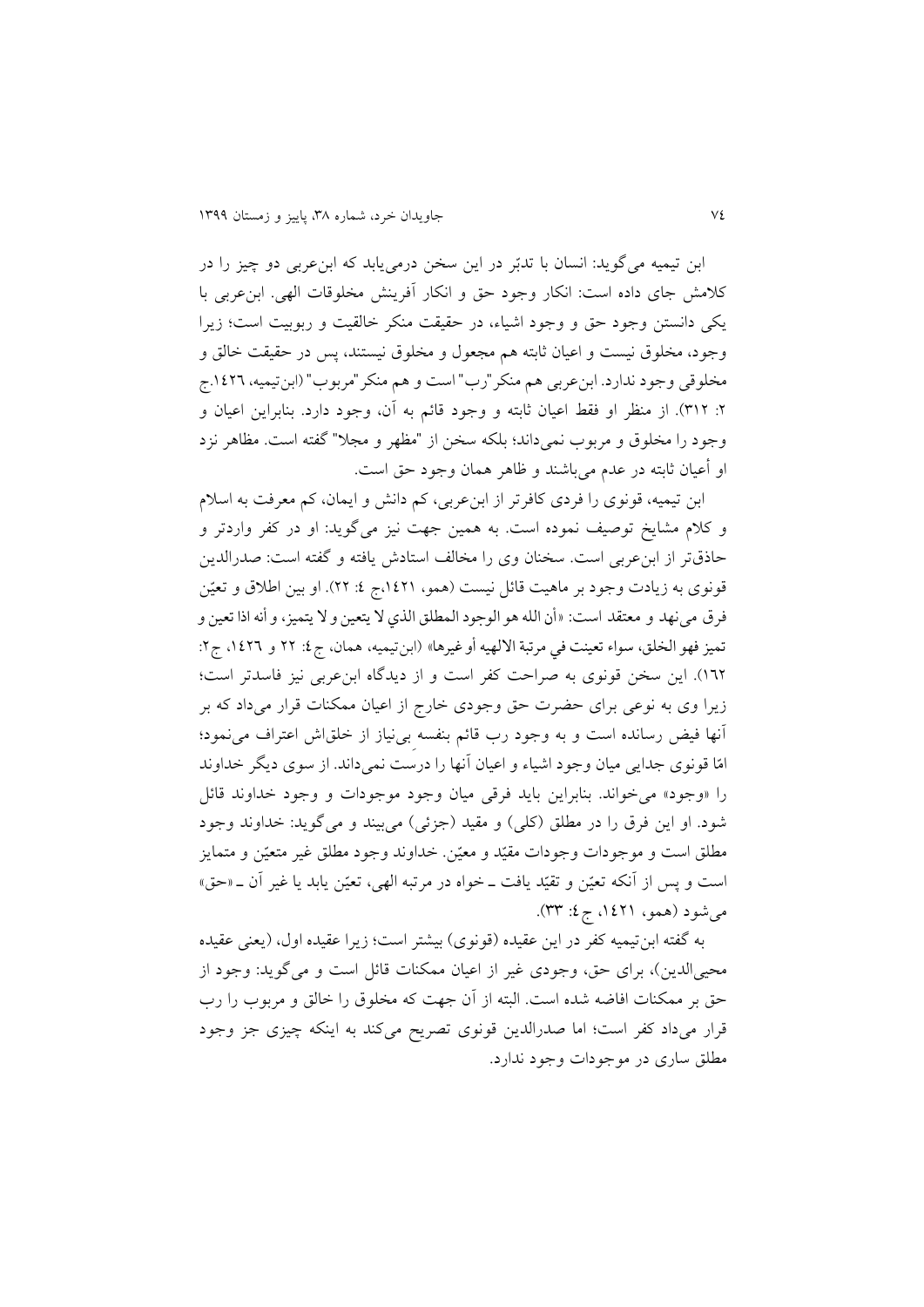ابن تیمیه می‌گوید: انسان با تدبّر در این سخن درمی‌یابد که ابن‌عربی دو چیز را در کلامش جای داده است: انکار وجود حق و انکار آفرینش مخلوقات الهی. ابن‌عربی با یکی دانستن وجود حق و وجود اشیاء، در حقیقت منکر خالقیت و ربوبیت است؛ زیرا وجود، مخلوق نیست و اعیان ثابته هم مجعول و مخلوق نیستند، پس در حقیقت خالق و مخلوقی وجود ندارد. ابن‌عربی هم منکر"رب" است و هم منکر"مربوب" (ابن‌تیمیه، ١٤٢٦.ج ٢: ٣١٢). از منظر او فقط اعیان ثابته و وجود قائم به آن، وجود دارد. بنابراین اعیان و وجود را مخلوق و مربوب نمی‌داند؛ بلکه سخن از "مظهر و مجلا" گفته است. مظاهر نزد او أعیان ثابته در عدم می‌باشند و ظاهر همان وجود حق است.

ابن تیمیه، قونوی را فردی کافرتر از ابن‌عربی، کم دانش و ایمان، کم معرفت به اسلام و کلام مشایخ توصیف نموده است. به همین جهت نیز می‌گوید: او در کفر واردتر و حاذق‌تر از ابن‌عربی است. سخنان وی را مخالف استادش یافته و گفته است: صدرالدین قونوی به زیادت وجود بر ماهیت قائل نیست (همو، ١٤٢١،ج ٤: ٢٢). او بین اطلاق و تعیّن فرق می‌نهد و معتقد است: «أن الله هو الوجود المطلق الذي لا يتعين و لا يتميز، و أنه اذا تعين و تميز فهو الخلق، سواء تعينت في مرتبة الالهيه أو غيرها» (ابن‌تیمیه، همان، ج٤: ٢٢ و ١٤٢٦، ج٢: ١٦٢). این سخن قونوی به صراحت کفر است و از دیدگاه ابن‌عربی نیز فاسدتر است؛ زیرا وی به نوعی برای حضرت حق وجودی خارج از اعیان ممکنات قرار می‌داد که بر آنها فیض رسانده است و به وجود رب قائم بنفسه بی‌نیاز از خلق‌اش اعتراف می‌نمود؛ امّا قونوی جدایی میان وجود اشیاء و اعیان آنها را درست نمی‌داند. از سوی دیگر خداوند را «وجود» می‌خواند. بنابراین باید فرقی میان وجود موجودات و وجود خداوند قائل شود. او این فرق را در مطلق (کلی) و مقید (جزئی) می‌بیند و می‌گوید: خداوند وجود مطلق است و موجودات وجودات مقیّد و معیّن. خداوند وجود مطلق غیر متعیّن و متمایز است و پس از آنکه تعیّن و تقیّد یافت ـ خواه در مرتبه الهی، تعیّن یابد یا غیر آن ـ «حق» می‌شود (همو، ١٤٢١، ج٤: ٣٣).

به گفته ابن‌تیمیه کفر در این عقیده (قونوی) بیشتر است؛ زیرا عقیده اول، (یعنی عقیده محیی‌الدین)، برای حق، وجودی غیر از اعیان ممکنات قائل است و می‌گوید: وجود از حق بر ممکنات افاضه شده است. البته از آن جهت که مخلوق را خالق و مربوب را رب قرار می‌داد کفر است؛ اما صدرالدین قونوی تصریح می‌کند به اینکه چیزی جز وجود مطلق ساری در موجودات وجود ندارد.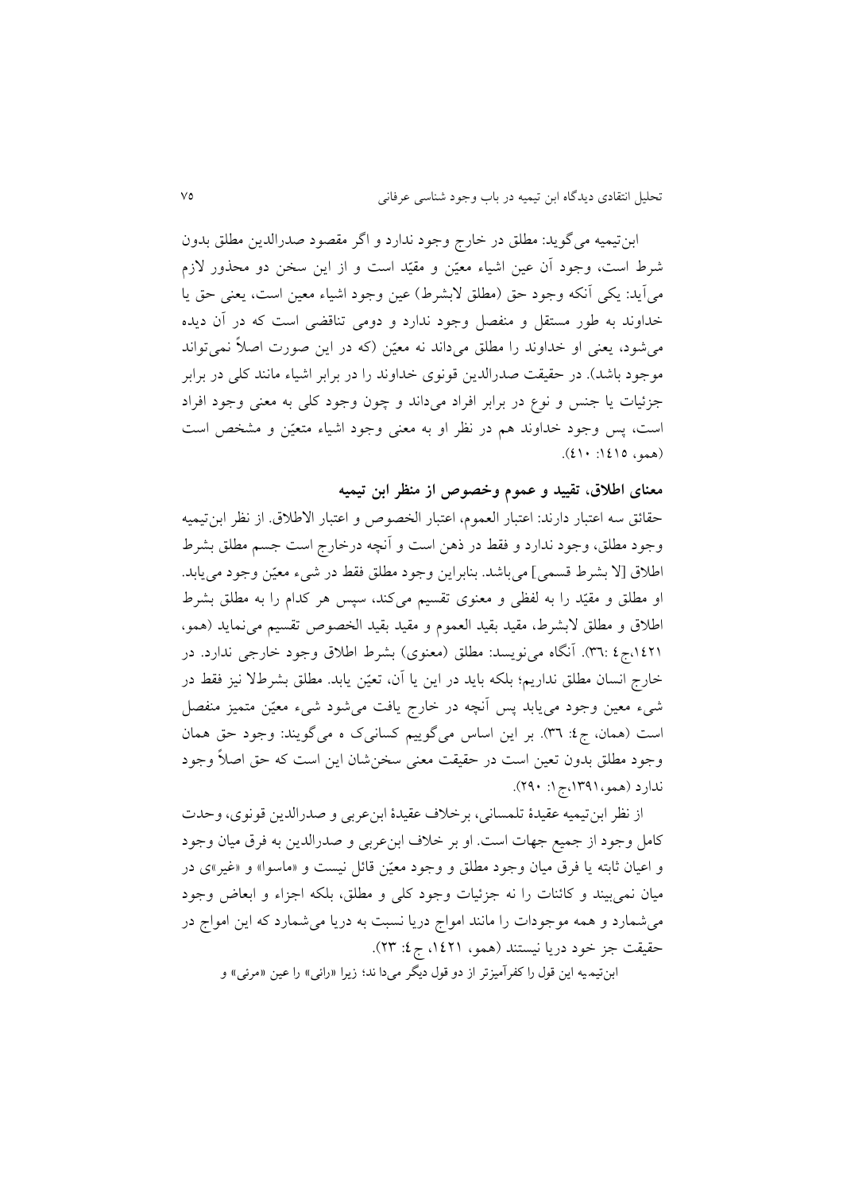ابن‌تیمیه می‌گوید: مطلق در خارج وجود ندارد و اگر مقصود صدرالدین مطلق بدون شرط است، وجود آن عین اشیاء معیّن و مقیّد است و از این سخن دو محذور لازم می‌آید: یکی آنکه وجود حق (مطلق لابشرط) عین وجود اشیاء معین است، یعنی حق یا خداوند به طور مستقل و منفصل وجود ندارد و دومی تناقضی است که در آن دیده می‌شود، یعنی او خداوند را مطلق می‌داند نه معیّن (که در این صورت اصلاً نمی‌تواند موجود باشد). در حقیقت صدرالدین قونوی خداوند را در برابر اشیاء مانند کلی در برابر جزئیات یا جنس و نوع در برابر افراد می‌داند و چون وجود کلی به معنی وجود افراد است، پس وجود خداوند هم در نظر او به معنی وجود اشیاء متعیّن و مشخص است (همو، ۱٤۱٥: ٤۱۰).

## معنای اطلاق، تقیید و عموم وخصوص از منظر ابن تیمیه

حقائق سه اعتبار دارند: اعتبار العموم، اعتبار الخصوص و اعتبار الاطلاق. از نظر ابن‌تیمیه وجود مطلق، وجود ندارد و فقط در ذهن است و آنچه درخارج است جسم مطلق بشرط اطلاق [لا بشرط قسمی] می‌باشد. بنابراین وجود مطلق فقط در شیء معیّن وجود می‌یابد. او مطلق و مقیّد را به لفظی و معنوی تقسیم می‌کند، سپس هر کدام را به مطلق بشرط اطلاق و مطلق لابشرط، مقید بقید العموم و مقید بقید الخصوص تقسیم می‌نماید (همو، ۱٤۲۱،ج٤ :۳٦). آنگاه می‌نویسد: مطلق (معنوی) بشرط اطلاق وجود خارجی ندارد. در خارج انسان مطلق نداریم؛ بلکه باید در این یا آن، تعیّن یابد. مطلق بشرطلا نیز فقط در شیء معین وجود می‌یابد پس آنچه در خارج یافت می‌شود شیء معیّن متمیز منفصل است (همان، ج٤: ۳٦). بر این اساس می‌گوییم کسانی‌ک ه می‌گویند: وجود حق همان وجود مطلق بدون تعین است در حقیقت معنی سخن‌شان این است که حق اصلاً وجود ندارد (همو،۱۳۹۱،ج۱: ۲۹۰).

از نظر ابن‌تیمیه عقیدهٔ تلمسانی، برخلاف عقیدهٔ ابن‌عربی و صدرالدین قونوی، وحدت کامل وجود از جمیع جهات است. او بر خلاف ابن‌عربی و صدرالدین به فرق میان وجود و اعیان ثابته یا فرق میان وجود مطلق و وجود معیّن قائل نیست و «ماسوا» و «غیر»ی در میان نمی‌بیند و کائنات را نه جزئیات وجود کلی و مطلق، بلکه اجزاء و ابعاض وجود می‌شمارد و همه موجودات را مانند امواج دریا نسبت به دریا می‌شمارد که این امواج در حقیقت جز خود دریا نیستند (همو، ۱٤۲۱، ج٤: ۲۳).

ابن‌تیمیه این قول را کفرآمیزتر از دو قول دیگر می‌دا ند؛ زیرا «رائی» را عین «مرئی» و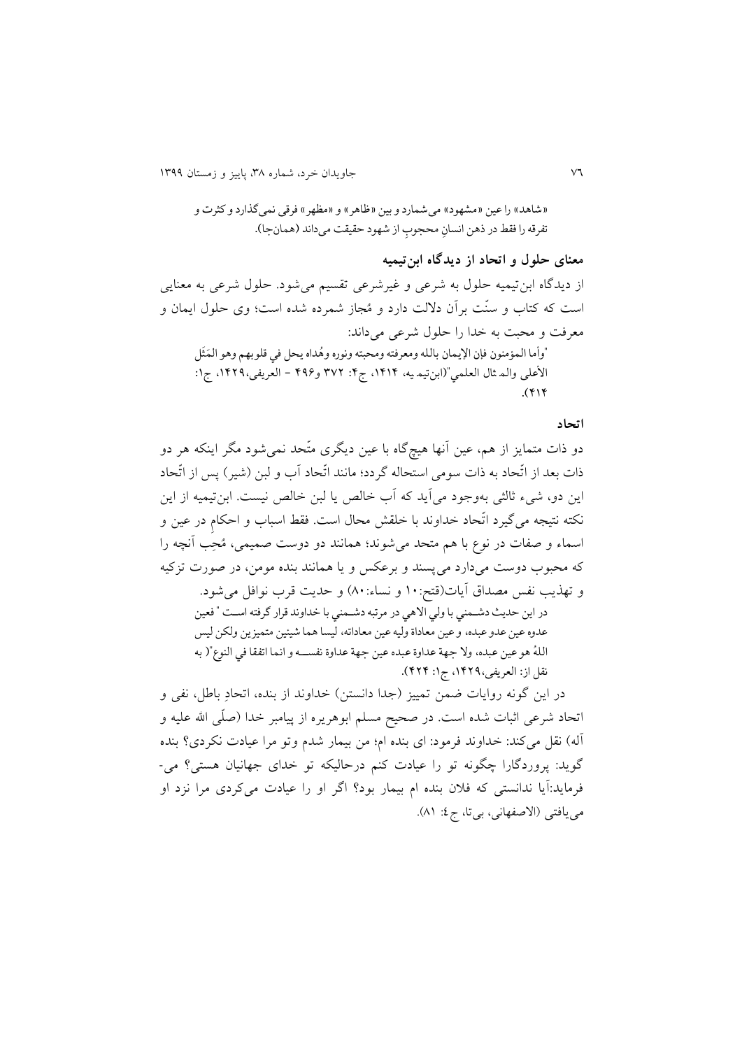«شاهد» را عین «مشهود» می‌شمارد و بین «ظاهر» و «مظهر» فرقی نمی‌گذارد و کثرت و تفرقه را فقط در ذهن انسانِ محجوبِ از شهود حقیقت می‌داند (همان‌جا).

## معنای حلول و اتحاد از دیدگاه ابن‌تیمیه

از دیدگاه ابن‌تیمیه حلول به شرعی و غیرشرعی تقسیم می‌شود. حلول شرعی به معنایی است که کتاب و سنّت برآن دلالت دارد و مُجاز شمرده شده است؛ وی حلول ایمان و معرفت و محبت به خدا را حلول شرعی می‌داند:

"وأما المؤمنون فإن الإيمان بالله ومعرفته ومحبته ونوره وهُداه يحل في قلوبهم وهو المَثَل الأعلى والمثال العلمي"(ابن‌تیمیه، ۱۴۱۴، ج۴: ۳۷۲ و۴۹۶ – العریفی،۱۴۲۹، ج۱: ۴۱۴).

### اتحاد

دو ذات متمایز از هم، عین آنها هیچ‌گاه با عین دیگری متّحد نمی‌شود مگر اینکه هر دو ذات بعد از اتّحاد به ذات سومی استحاله گردد؛ مانند اتّحاد آب و لبن (شیر) پس از اتّحاد این دو، شیء ثالثی به‌وجود می‌آید که آب خالص یا لبن خالص نیست. ابن‌تیمیه از این نکته نتیجه می‌گیرد اتّحاد خداوند با خلقش محال است. فقط اسباب و احکامِ در عین و اسماء و صفات در نوع با هم متحد می‌شوند؛ همانند دو دوست صمیمی، مُحِبِ آنچه را که محبوب دوست می‌دارد می‌پسند و برعکس و یا همانند بنده مومن، در صورت تزکیه و تهذیب نفس مصداق آیات(فتح:۱۰ و نساء:۸۰) و حدیث قرب نوافل می‌شود.

در این حدیث دشـمني با ولي الاهي در مرتبه دشـمني با خداوند قرار گرفته اسـت " فعين عدوه عين عدو عبده، و عين معاداة وليه عين معاداته، ليسا هما شيئين متميزين ولكن ليس اللهُ هو عين عبده، ولا جهة عداوة عبده عين جهة عداوة نفســه و انما اتفقا في النوع"( به نقل از: العریفی،۱۴۲۹، ج۱: ۴۲۴).

در این گونه روایات ضمن تمییز (جدا دانستن) خداوند از بنده، اتحادِ باطل، نفی و اتحاد شرعی اثبات شده است. در صحیح مسلم ابوهریره از پیامبر خدا (صلّی الله علیه و آله) نقل می‌کند: خداوند فرمود: ای بنده ام؛ من بیمار شدم وتو مرا عیادت نکردی؟ بنده گوید: پروردگارا چگونه تو را عیادت کنم درحالیکه تو خدای جهانیان هستی؟ می‌فرماید:آیا ندانستی که فلان بنده ام بیمار بود؟ اگر او را عیادت می‌کردی مرا نزد او می‌یافتی (الاصفهانی، بی‌تا، ج ٤: ٨١).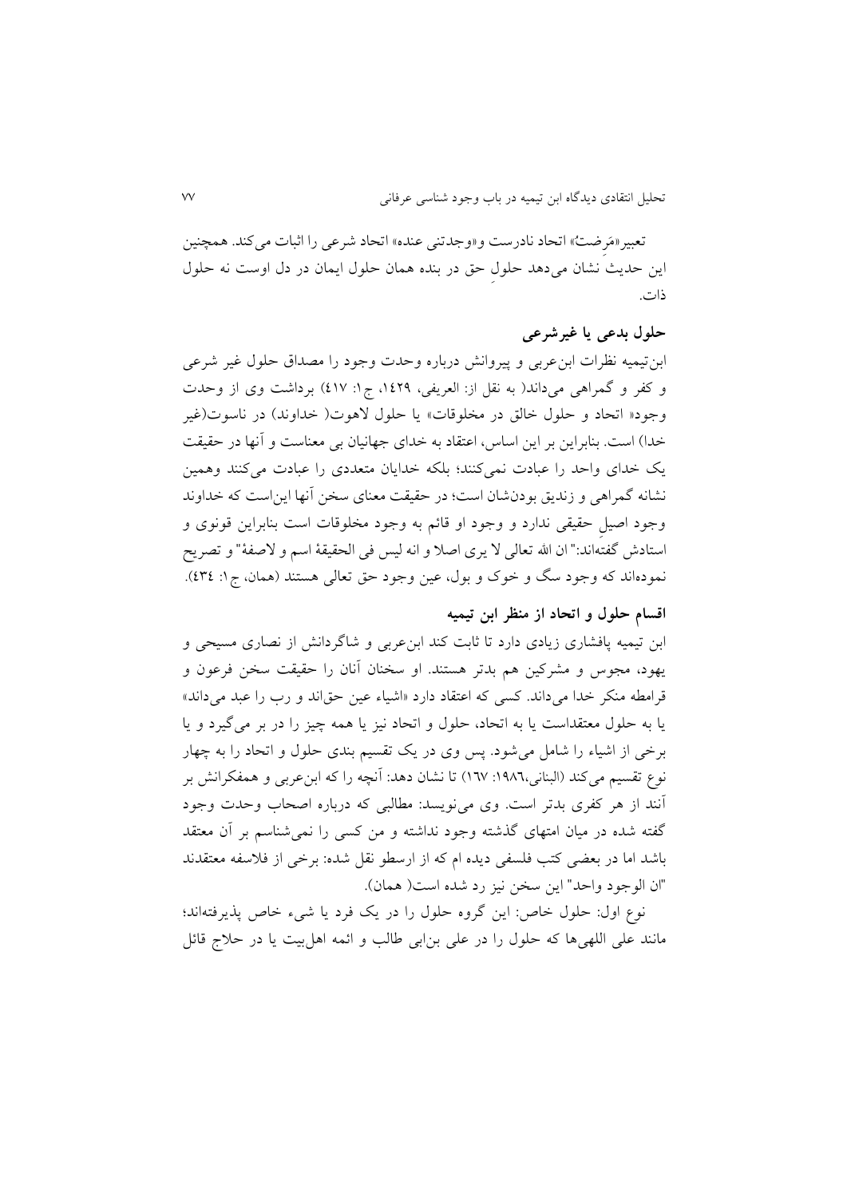تعبیر«مَرِضتُ» اتحاد نادرست و«وجدتنی عنده» اتحاد شرعی را اثبات می‌کند. همچنین این حدیث نشان می‌دهد حلولِ حق در بنده همان حلول ایمان در دل اوست نه حلول ذات.

### حلول بدعی یا غیرشرعی

ابن‌تیمیه نظرات ابن‌عربی و پیروانش درباره وحدت وجود را مصداق حلول غیر شرعی و کفر و گمراهی می‌داند( به نقل از: العریفی، ١٤٢٩، ج١: ٤١٧) برداشت وی از وحدت وجود« اتحاد و حلول خالق در مخلوقات» یا حلول لاهوت( خداوند) در ناسوت(غیر خدا) است. بنابراین بر این اساس، اعتقاد به خدای جهانیان بی معناست و آنها در حقیقت یک خدای واحد را عبادت نمی‌کنند؛ بلکه خدایان متعددی را عبادت می‌کنند وهمین نشانه گمراهی و زندیق بودن‌شان است؛ در حقیقت معنای سخن آنها این‌است که خداوند وجود اصیلِ حقیقی ندارد و وجود او قائم به وجود مخلوقات است بنابراین قونوی و استادش گفته‌اند:" ان الله تعالی لا یری اصلا و انه لیس فی الحقیقة اسم و لاصفة" و تصریح نموده‌اند که وجود سگ و خوک و بول، عین وجود حق تعالی هستند (همان، ج١: ٤٣٤).

### اقسام حلول و اتحاد از منظر ابن تیمیه

ابن تیمیه پافشاری زیادی دارد تا ثابت کند ابن‌عربی و شاگردانش از نصاری مسیحی و یهود، مجوس و مشرکین هم بدتر هستند. او سخنان آنان را حقیقت سخن فرعون و قرامطه منکر خدا می‌داند. کسی که اعتقاد دارد «اشیاء عین حق‌اند و رب را عبد می‌داند» یا به حلول معتقداست یا به اتحاد، حلول و اتحاد نیز یا همه چیز را در بر می‌گیرد و یا برخی از اشیاء را شامل می‌شود. پس وی در یک تقسیم بندی حلول و اتحاد را به چهار نوع تقسیم می‌کند (البنانی،١٩٨٦: ١٦٧) تا نشان دهد: آنچه را که ابن‌عربی و همفکرانش بر آنند از هر کفری بدتر است. وی می‌نویسد: مطالبی که درباره اصحاب وحدت وجود گفته شده در میان امتهای گذشته وجود نداشته و من کسی را نمی‌شناسم بر آن معتقد باشد اما در بعضی کتب فلسفی دیده ام که از ارسطو نقل شده: برخی از فلاسفه معتقدند "ان الوجود واحد" این سخن نیز رد شده است( همان).

نوع اول: حلول خاص: این گروه حلول را در یک فرد یا شیء خاص پذیرفته‌اند؛ مانند علی اللهی‌ها که حلول را در علی بن‌ابی طالب و ائمه اهل‌بیت یا در حلاج قائل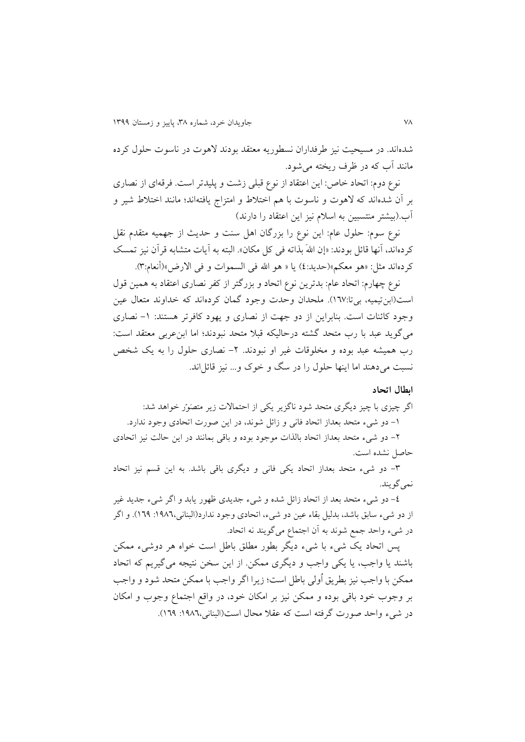شده‌اند. در مسیحیت نیز طرفداران نسطوریه معتقد بودند لاهوت در ناسوت حلول کرده مانند آب که در ظرف ریخته می‌شود.

نوع دوم: اتحاد خاص: این اعتقاد از نوع قبلی زشت و پلیدتر است. فرقه‌ای از نصاری بر آن شده‌اند که لاهوت و ناسوت با هم اختلاط و امتزاج یافته‌اند؛ مانند اختلاط شیر و آب.(بیشتر منتسبین به اسلام نیز این اعتقاد را دارند)

نوع سوم: حلول عام: این نوع را بزرگان اهل سنت و حدیث از جهمیه متقدم نقل کرده‌اند، آنها قائل بودند: «إن اللهَ بذاته فی کل مکان». البته به آیات متشابه قرآن نیز تمسک کرده‌اند مثل: «هو معکم»(حدید:٤) یا « هو الله فی السموات و فی الارض»(أنعام:٣).

نوع چهارم: اتحاد عام: بدترین نوع اتحاد و بزرگتر از کفر نصاری اعتقاد به همین قول است(ابن‌تیمیه، بی‌تا:١٦٧). ملحدان وحدت وجود گمان کرده‌اند که خداوند متعال عین وجود کائنات است. بنابراین از دو جهت از نصاری و یهود کافرتر هستند: ١- نصاری می‌گوید عبد با رب متحد گشته درحالیکه قبلا متحد نبودند؛ اما ابن‌عربی معتقد است: رب همیشه عبد بوده و مخلوقات غیر او نبودند. ٢- نصاری حلول را به یک شخص نسبت می‌دهند اما اینها حلول را در سگ و خوک و... نیز قائل‌اند.

### ابطال اتحاد

اگر چیزی با چیز دیگری متحد شود ناگزیر یکی از احتمالات زیر متصوّر خواهد شد:

١- دو شیء متحد بعداز اتحاد فانی و زائل شوند، در این صورت اتحادی وجود ندارد.

٢- دو شیء متحد بعداز اتحاد بالذات موجود بوده و باقی بمانند در این حالت نیز اتحادی حاصل نشده است.

٣- دو شیء متحد بعداز اتحاد یکی فانی و دیگری باقی باشد. به این قسم نیز اتحاد نمی‌گویند.

٤- دو شیء متحد بعد از اتحاد زائل شده و شیء جدیدی ظهور یابد و اگر شیء جدید غیر از دو شیء سابق باشد، بدلیل بقاء عین دو شیء، اتحادی وجود ندارد(البنانی،١٩٨٦: ١٦٩). و اگر در شیء واحد جمع شوند به آن اجتماع می‌گویند نه اتحاد.

پس اتحاد یک شیء با شیء دیگر بطور مطلق باطل است خواه هر دوشیء ممکن باشند یا واجب، یا یکی واجب و دیگری ممکن. از این سخن نتیجه می‌گیریم که اتحاد ممکن با واجب نیز بطریق أولی باطل است؛ زیرا اگر واجب با ممکن متحد شود و واجب بر وجوب خود باقی بوده و ممکن نیز بر امکان خود، در واقع اجتماع وجوب و امکان در شیء واحد صورت گرفته است که عقلا محال است(البنانی،١٩٨٦: ١٦٩).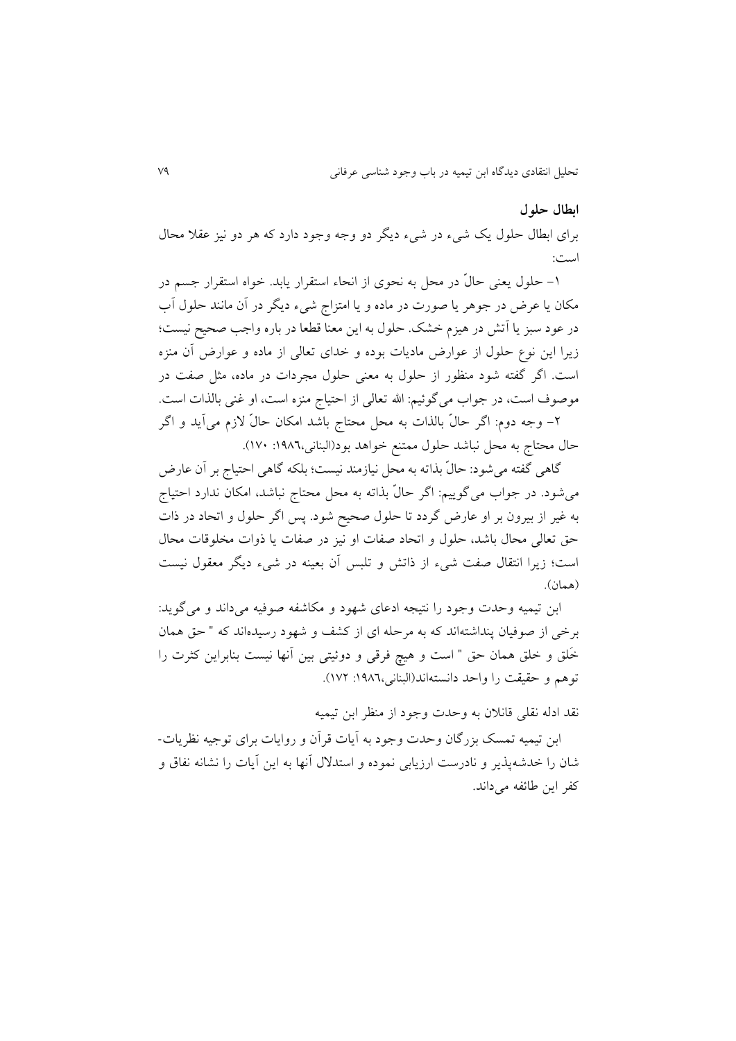### ابطال حلول

برای ابطال حلول یک شیء در شیء دیگر دو وجه وجود دارد که هر دو نیز عقلا محال است:

۱- حلول یعنی حالّ در محل به نحوی از انحاء استقرار یابد. خواه استقرار جسم در مکان یا عرض در جوهر یا صورت در ماده و یا امتزاج شیء دیگر در آن مانند حلول آب در عود سبز یا آتش در هیزم خشک. حلول به این معنا قطعا در باره واجب صحیح نیست؛ زیرا این نوع حلول از عوارض مادیات بوده و خدای تعالی از ماده و عوارض آن منزه است. اگر گفته شود منظور از حلول به معنی حلول مجردات در ماده، مثل صفت در موصوف است، در جواب می‌گوئیم: الله تعالی از احتیاج منزه است، او غنی بالذات است.

۲- وجه دوم: اگر حالّ بالذات به محل محتاج باشد امکان حالّ لازم می‌آید و اگر حال محتاج به محل نباشد حلول ممتنع خواهد بود(البنانی،۱۹۸۶: ۱۷۰).

گاهی گفته می‌شود: حالّ بذاته به محل نیازمند نیست؛ بلکه گاهی احتیاج بر آن عارض می‌شود. در جواب می‌گوییم: اگر حالّ بذاته به محل محتاج نباشد، امکان ندارد احتیاج به غیر از بیرون بر او عارض گردد تا حلول صحیح شود. پس اگر حلول و اتحاد در ذات حق تعالی محال باشد، حلول و اتحاد صفات او نیز در صفات یا ذوات مخلوقات محال است؛ زیرا انتقال صفت شیء از ذاتش و تلبس آن بعینه در شیء دیگر معقول نیست (همان).

ابن تیمیه وحدت وجود را نتیجه ادعای شهود و مکاشفه صوفیه می‌داند و می‌گوید: برخی از صوفیان پنداشته‌اند که به مرحله ای از کشف و شهود رسیده‌اند که " حق همان خَلق و خلق همان حق " است و هیچ فرقی و دوئیتی بین آنها نیست بنابراین کثرت را توهم و حقیقت را واحد دانسته‌اند(البنانی،۱۹۸۶: ۱۷۲).

### نقد ادله نقلی قائلان به وحدت وجود از منظر ابن تیمیه

ابن تیمیه تمسک بزرگان وحدت وجود به آیات قرآن و روایات برای توجیه نظریات‌شان را خدشه‌پذیر و نادرست ارزیابی نموده و استدلال آنها به این آیات را نشانه نفاق و کفر این طائفه می‌داند.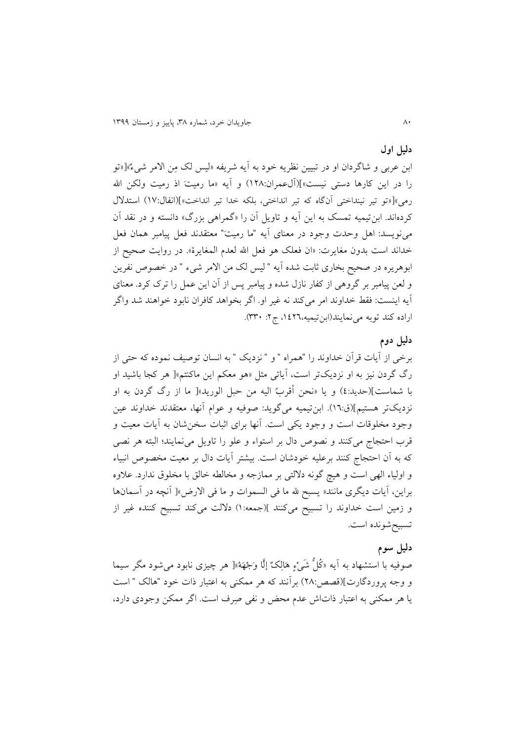### دلیل اول

ابن عربی و شاگردان او در تبیین نظریه خود به آیه شریفه «لیس لک مِن الامر شیءٌ»[«تو را در این کارها دستی نیست»](آل‌عمران:۱۲۸) و آیه «ما رمیتَ اذ رمیت ولکن الله رمی»[«تو تیر نینداختی آن‌گاه که تیر انداختی، بلکه خدا تیر انداخت»](انفال:۱۷) استدلال کرده‌اند. ابن‌تیمیه تمسک به این آیه و تاویل آن را «گمراهی بزرگ» دانسته و در نقد آن می‌نویسد: اهل وحدت وجود در معنای آیه "ما رمیت" معتقدند فعل پیامبر همان فعل خداند است بدون مغایرت: «ان فعلک هو فعل الله لعدم المغایرة». در روایت صحیح از ابوهریره در صحیح بخاری ثابت شده آیه " لیس لک من الامر شیء " در خصوص نفرین و لعن پیامبر بر گروهی از کفار نازل شده و پیامبر پس از آن این عمل را ترک کرد. معنای آیه اینست: فقط خداوند امر می‌کند نه غیر او. اگر بخواهد کافران نابود خواهند شد واگر اراده کند توبه می‌نمایند(ابن‌تیمیه،۱۴۲۶، ج۲: ۳۳۰).

### دلیل دوم

برخی از آیات قرآن خداوند را "همراه " و " نزدیک " به انسان توصیف نموده که حتی از رگ گردن نیز به او نزدیک‌تر است، آیاتی مثل «هو معکم این ماکنتم»[ هر کجا باشید او با شماست](حدید:۴) و یا «نحن أقربُ الیه من حبل الورید»[ ما از رگ گردن به او نزدیک‌تر هستیم](ق:۱۶). ابن‌تیمیه می‌گوید: صوفیه و عوام آنها، معتقدند خداوند عین وجود مخلوقات است و وجود یکی است. آنها برای اثبات سخن‌شان به آیات معیت و قرب احتجاج می‌کنند و نصوص دال بر استواء و علو را تاویل می‌نمایند؛ البته هر نصی که به آن احتجاج کنند برعلیه خودشان است. بیشتر آیات دال بر معیت مخصوص انبیاء و اولیاء الهی است و هیچ گونه دلالتی بر ممازجه و مخالطه خالق با مخلوق ندارد. علاوه براین، آیات دیگری مانند« یسبح لله ما فی السموات و ما فی الارض»[ آنچه در آسمان‌ها و زمین است خداوند را تسبیح می‌کنند ](جمعه:۱) دلالت می‌کند تسبیح کننده غیر از تسبیح‌شونده است.

### دلیل سوم

صوفیه با استشهاد به آیه «كُلُّ شَيْءٍ هَالِكٌ إِلَّا وَجْهَهُ»[ هر چیزی نابود می‌شود مگر سیما و وجه پروردگارت](قصص:۲۸) برآنند که هر ممکنی به اعتبار ذات خود "هالک " است یا هر ممکنی به اعتبار ذات‌اش عدم محض و نفی صِرف است. اگر ممکن وجودی دارد،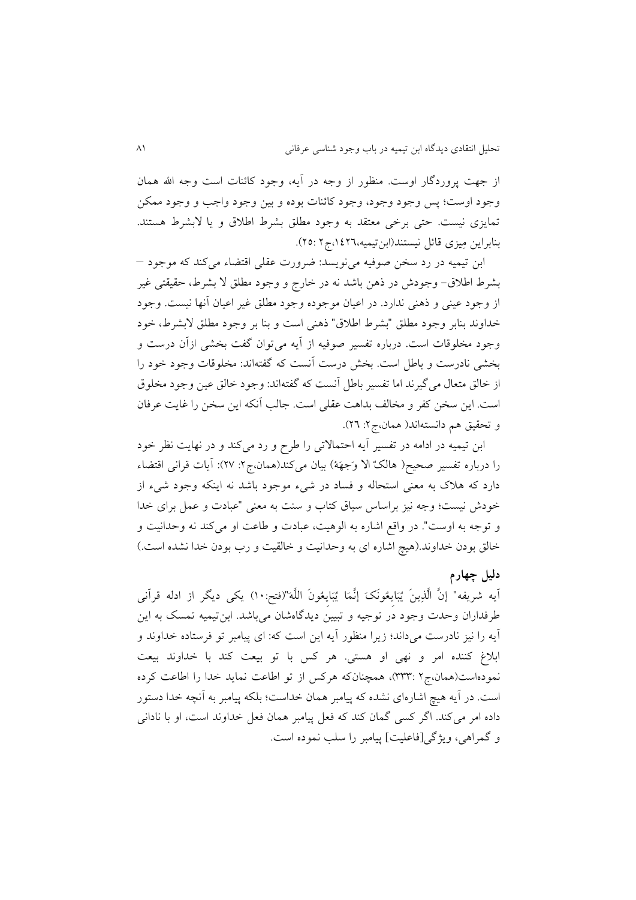از جهت پروردگار اوست. منظور از وجه در آیه، وجود کائنات است وجه الله همان وجود اوست؛ پس وجود وجود، وجود کائنات بوده و بین وجود واجب و وجود ممکن تمایزی نیست. حتی برخی معتقد به وجود مطلق بشرط اطلاق و یا لابشرط هستند. بنابراین مِیزی قائل نیستند(ابن‌تیمیه،۱۴۲۶،ج۲ :۲۵).

ابن تیمیه در رد سخن صوفیه می‌نویسد: ضرورت عقلی اقتضاء می‌کند که موجود – بشرط اطلاق– وجودش در ذهن باشد نه در خارج و وجود مطلق لا بشرط، حقیقتی غیر از وجود عینی و ذهنی ندارد. در اعیان موجوده وجود مطلق غیر اعیان آنها نیست. وجود خداوند بنابر وجود مطلق "بشرط اطلاق" ذهنی است و بنا بر وجود مطلق لابشرط، خود وجود مخلوقات است. درباره تفسیر صوفیه از آیه می‌توان گفت بخشی ازآن درست و بخشی نادرست و باطل است. بخش درست آنست که گفته‌اند: مخلوقات وجود خود را از خالق متعال می‌گیرند اما تفسیر باطل آنست که گفته‌اند: وجود خالق عین وجود مخلوق است. این سخن کفر و مخالف بداهت عقلی است. جالب آنکه این سخن را غایت عرفان و تحقیق هم دانسته‌اند( همان،ج۲: ۲۶).

ابن تیمیه در ادامه در تفسیر آیه احتمالاتی را طرح و رد می‌کند و در نهایت نظر خود را درباره تفسیر صحیح( هالکٌ الا وَجهَهُ) بیان می‌کند(همان،ج۲: ۲۷): آیات قرانی اقتضاء دارد که هلاک به معنی استحاله و فساد در شیء موجود باشد نه اینکه وجود شیء از خودش نیست؛ وجه نیز براساس سیاق کتاب و سنت به معنی "عبادت و عمل برای خدا و توجه به اوست". در واقع اشاره به الوهیت، عبادت و طاعت او می‌کند نه وحدانیت و خالق بودن خداوند.(هیچ اشاره ای به وحدانیت و خالقیت و رب بودن خدا نشده است.)

## دلیل چهارم

آیه شریفه" إنَّ الَّذِینَ یُبَایِعُونَکَ إنَّمَا یُبَایِعُونَ اللَّه"(فتح:۱۰) یکی دیگر از ادله قرآنی طرفداران وحدت وجود در توجیه و تبیین دیدگاه‌شان می‌باشد. ابن‌تیمیه تمسک به این آیه را نیز نادرست می‌داند؛ زیرا منظور آیه این است که: ای پیامبر تو فرستاده خداوند و ابلاغ کننده امر و نهی او هستی. هر کس با تو بیعت کند با خداوند بیعت نموده‌است(همان،ج۲ :۳۳۳)، همچنان‌که هرکس از تو اطاعت نماید خدا را اطاعت کرده است. در آیه هیچ اشاره‌ای نشده که پیامبر همان خداست؛ بلکه پیامبر به آنچه خدا دستور داده امر می‌کند. اگر کسی گمان کند که فعل پیامبر همان فعل خداوند است، او با نادانی و گمراهی، ویژگی[فاعلیت] پیامبر را سلب نموده است.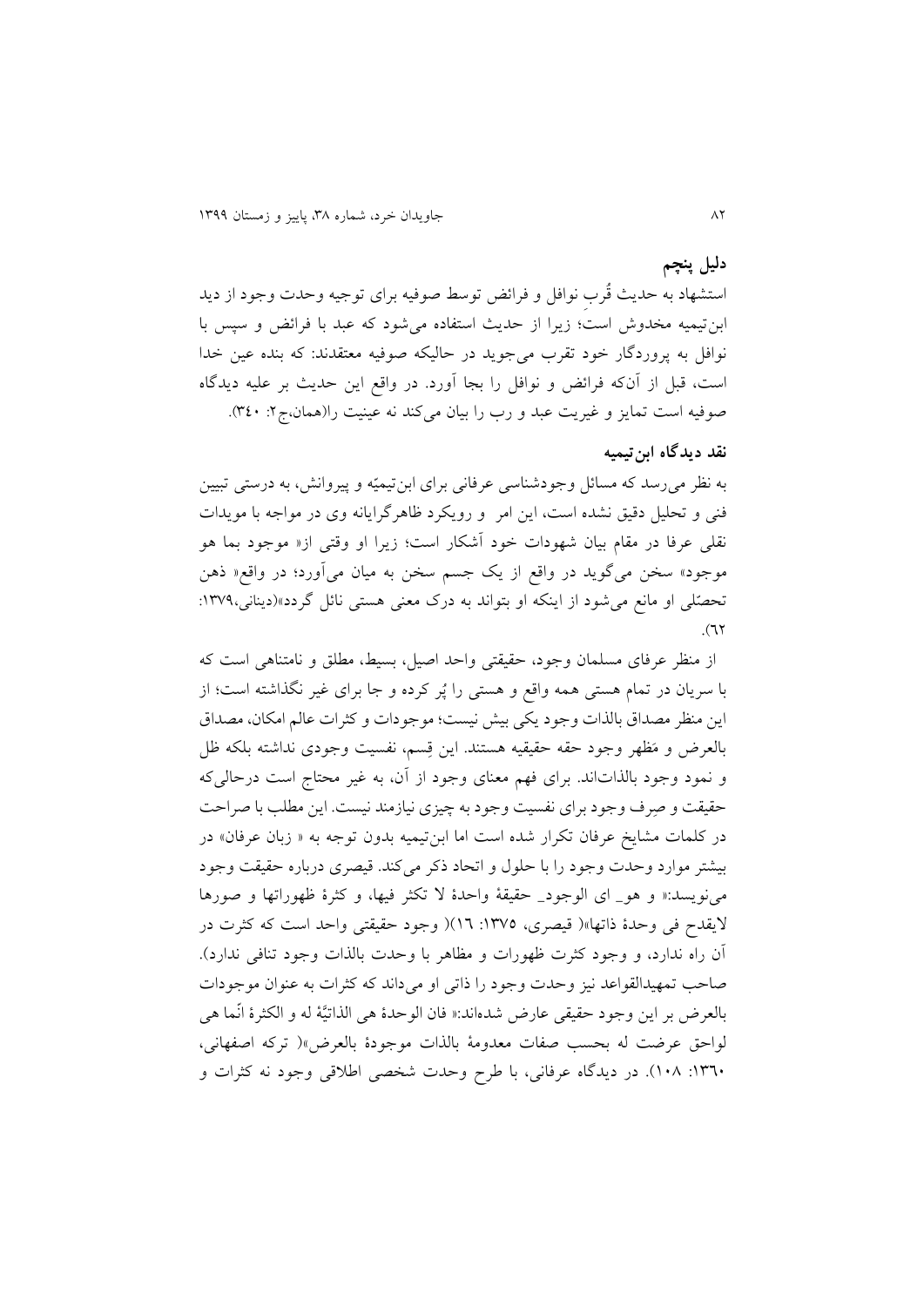## دلیل پنجم

استشهاد به حدیث قُربِ نوافل و فرائض توسط صوفیه برای توجیه وحدت وجود از دید ابن‌تیمیه مخدوش است؛ زیرا از حدیث استفاده می‌شود که عبد با فرائض و سپس با نوافل به پروردگار خود تقرب می‌جوید در حالیکه صوفیه معتقدند: که بنده عین خدا است، قبل از آن‌که فرائض و نوافل را بجا آورد. در واقع این حدیث بر علیه دیدگاه صوفیه است تمایز و غیریت عبد و رب را بیان می‌کند نه عینیت را(همان،ج۲: ۳٤۰).

## نقد دیدگاه ابن‌تیمیه

به نظر می‌رسد که مسائل وجودشناسی عرفانی برای ابن‌تیمیّه و پیروانش، به درستی تبیین فنی و تحلیل دقیق نشده است، این امر و رویکرد ظاهرگرایانه وی در مواجه با مویدات نقلی عرفا در مقام بیان شهودات خود آشکار است؛ زیرا او وقتی از« موجود بما هو موجود» سخن می‌گوید در واقع از یک جسم سخن به میان می‌آورد؛ در واقع« ذهن تحصّلی او مانع می‌شود از اینکه او بتواند به درک معنی هستی نائل گردد»(دینانی،۱۳۷۹: ٦۲).

از منظر عرفای مسلمان وجود، حقیقتی واحد اصیل، بسیط، مطلق و نامتناهی است که با سریان در تمام هستی همه واقع و هستی را پُر کرده و جا برای غیر نگذاشته است؛ از این منظر مصداق بالذات وجود یکی بیش نیست؛ موجودات و کثرات عالم امکان، مصداق بالعرض و مَظهر وجود حقه حقیقیه هستند. این قِسم، نفسیت وجودی نداشته بلکه ظل و نمود وجود بالذات‌اند. برای فهم معنای وجود از آن، به غیر محتاج است درحالی‌که حقیقت و صِرف وجود برای نفسیت وجود به چیزی نیازمند نیست. این مطلب با صراحت در کلمات مشایخ عرفان تکرار شده است اما ابن‌تیمیه بدون توجه به « زبان عرفان» در بیشتر موارد وحدت وجود را با حلول و اتحاد ذکر می‌کند. قیصری درباره حقیقت وجود می‌نویسد:« و هو_ ای الوجود_ حقیقة واحدة لا تکثر فیها، و کثرة ظهوراتها و صورها لایقدح فی وحدة ذاتها»( قیصری، ۱۳۷۵: ۱٦)( وجود حقیقتی واحد است که کثرت در آن راه ندارد، و وجود کثرت ظهورات و مظاهر با وحدت بالذات وجود تنافی ندارد). صاحب تمهیدالقواعد نیز وحدت وجود را ذاتی او می‌داند که کثرات به عنوان موجودات بالعرض بر این وجود حقیقی عارض شده‌اند:« فان الوحدة هی الذاتیَّة له و الکثرة انّما هی لواحق عرضت له بحسب صفات معدومة بالذات موجودة بالعرض»( ترکه اصفهانی، ۱۳٦۰: ۱۰۸). در دیدگاه عرفانی، با طرح وحدت شخصی اطلاقی وجود نه کثرات و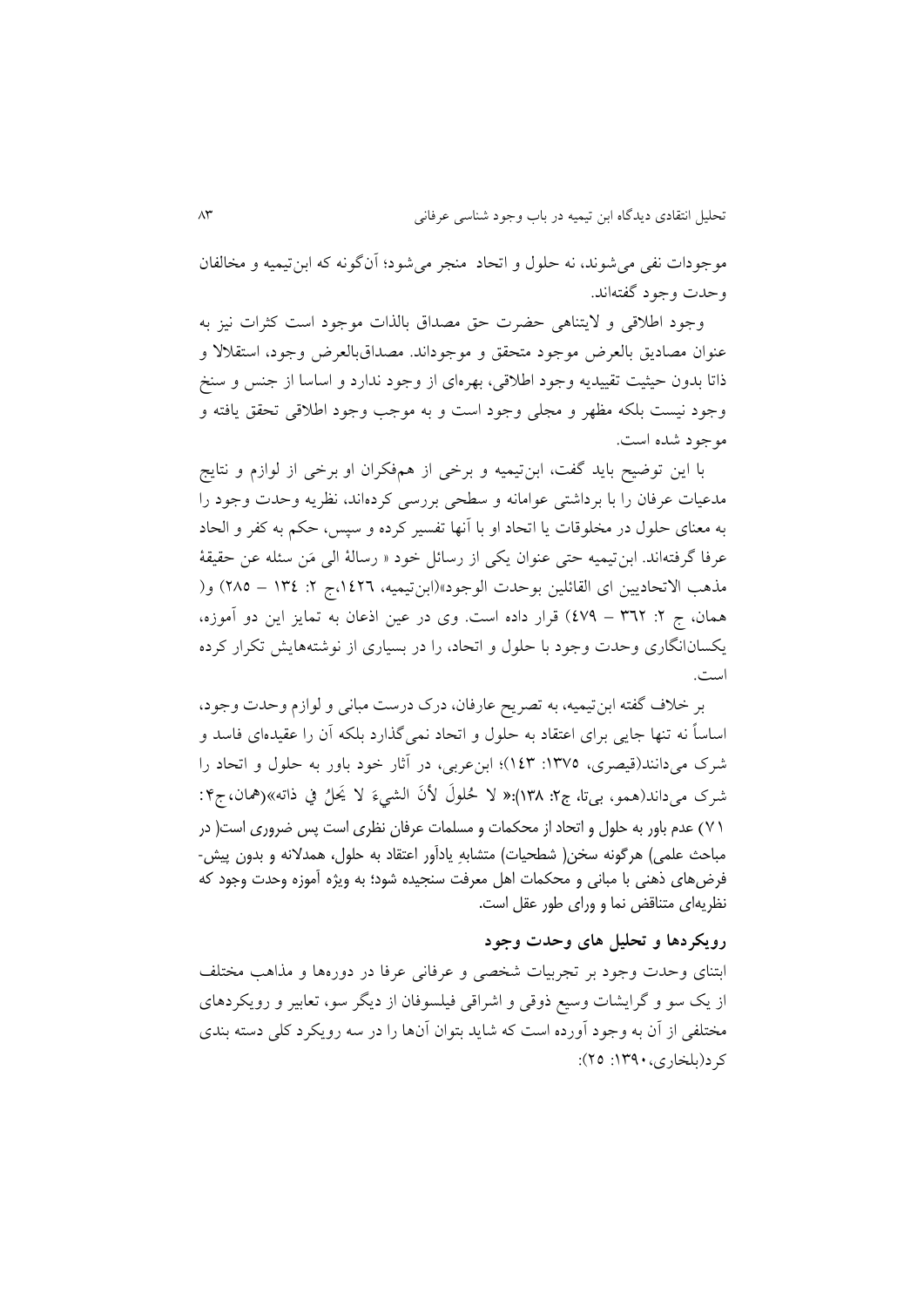موجودات نفی می‌شوند، نه حلول و اتحاد منجر می‌شود؛ آن‌گونه که ابن‌تیمیه و مخالفان وحدت وجود گفته‌اند.

وجود اطلاقی و لایتناهی حضرت حق مصداق بالذات موجود است کثرات نیز به عنوان مصادیق بالعرض موجود متحقق و موجوداند. مصداق‌بالعرض وجود، استقلالا و ذاتا بدون حیثیت تقییدیه وجود اطلاقی، بهره‌ای از وجود ندارد و اساسا از جنس و سنخ وجود نیست بلکه مظهر و مجلی وجود است و به موجب وجود اطلاقی تحقق یافته و موجود شده است.

با این توضیح باید گفت، ابن‌تیمیه و برخی از هم‌فکران او برخی از لوازم و نتایج مدعیات عرفان را با برداشتی عوامانه و سطحی بررسی کرده‌اند، نظریه وحدت وجود را به معنای حلول در مخلوقات یا اتحاد او با آنها تفسیر کرده و سپس، حکم به کفر و الحاد عرفا گرفته‌اند. ابن‌تیمیه حتی عنوان یکی از رسائل خود « رسالةُ الی مَن سئله عن حقیقةُ مذهب الاتحادیین ای القائلین بوحدت الوجود»(ابن‌تیمیه، ١٤٢٦،ج ٢: ١٣٤ – ٢٨٥) و( همان، ج ٢: ٣٦٢ – ٤٧٩) قرار داده است. وی در عین اذعان به تمایز این دو آموزه، یکسان‌انگاری وحدت وجود با حلول و اتحاد، را در بسیاری از نوشته‌هایش تکرار کرده است.

بر خلاف گفته ابن‌تیمیه، به تصریح عارفان، درک درست مبانی و لوازم وحدت وجود، اساساً نه تنها جایی برای اعتقاد به حلول و اتحاد نمی‌گذارد بلکه آن را عقیده‌ای فاسد و شرک می‌دانند(قیصری، ١٣٧٥: ١٤٣)؛ ابن‌عربی، در آثار خود باور به حلول و اتحاد را شرک می‌داند(همو، بی‌تا، ج٢: ١٣٨):« لا حُلولَ لأنَ الشيءَ لا يَحلُ في ذاته»(همان،ج۴: ٧١) عدم باور به حلول و اتحاد از محکمات و مسلمات عرفان نظری است پس ضروری است( در مباحث علمی) هرگونه سخن( شطحیات) متشابهِ یادآور اعتقاد به حلول، همدلانه و بدون پیش-فرض‌های ذهنی با مبانی و محکمات اهل معرفت سنجیده شود؛ به ویژه آموزه وحدت وجود که نظریه‌ای متناقض نما و ورای طور عقل است.

## رویکردها و تحلیل های وحدت وجود

ابتنای وحدت وجود بر تجربیات شخصی و عرفانی عرفا در دوره‌ها و مذاهب مختلف از یک سو و گرایشات وسیع ذوقی و اشراقی فیلسوفان از دیگر سو، تعابیر و رویکردهای مختلفی از آن به وجود آورده است که شاید بتوان آن‌ها را در سه رویکرد کلی دسته بندی کرد(بلخاری، ١٣٩٠: ٢٥):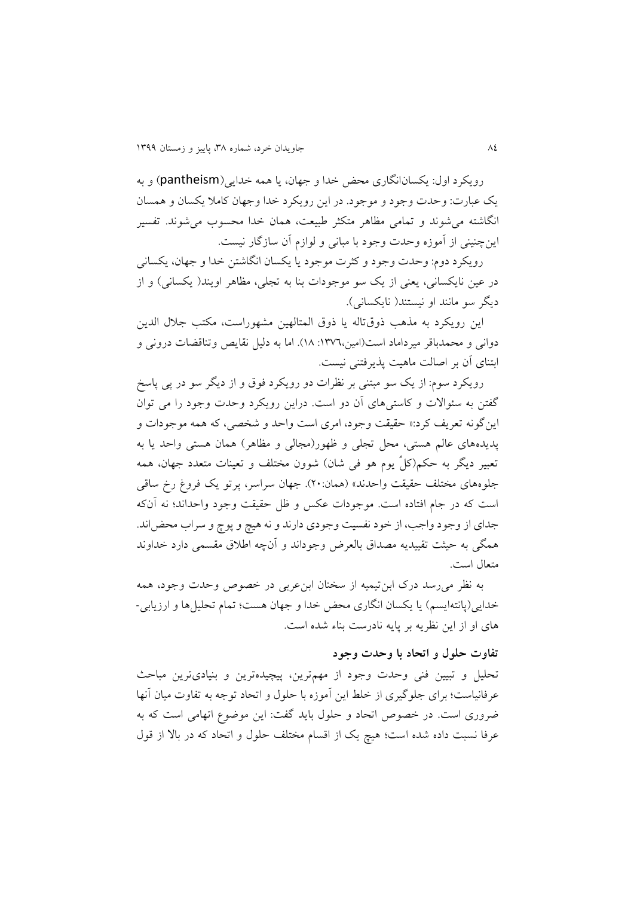رویکرد اول: یکسان‌انگاری محض خدا و جهان، یا همه خدایی(pantheism) و به یک عبارت: وحدت وجود و موجود. در این رویکرد خدا وجهان کاملا یکسان و همسان انگاشته می‌شوند و تمامی مظاهر متکثر طبیعت، همان خدا محسوب می‌شوند. تفسیر این‌چنینی از آموزه وحدت وجود با مبانی و لوازم آن سازگار نیست.

رویکرد دوم: وحدت وجود و کثرت موجود یا یکسان انگاشتن خدا و جهان، یکسانی در عین نایکسانی، یعنی از یک سو موجودات بنا به تجلی، مظاهر اویند( یکسانی) و از دیگر سو مانند او نیستند( نایکسانی).

این رویکرد به مذهب ذوق‌تاله یا ذوق المتالهین مشهوراست، مکتب جلال الدین دوانی و محمدباقر میرداماد است(امین،۱۳۷٦: ۱۸). اما به دلیل نقایص وتناقضات درونی و ابتنای آن بر اصالت ماهیت پذیرفتنی نیست.

رویکرد سوم: از یک سو مبتنی بر نظرات دو رویکرد فوق و از دیگر سو در پی پاسخ گفتن به سئوالات و کاستی‌های آن دو است. دراین رویکرد وحدت وجود را می توان این‌گونه تعریف کرد:« حقیقت وجود، امری است واحد و شخصی، که همه موجودات و پدیده‌های عالم هستی، محل تجلی و ظهور(مجالی و مظاهر) همان هستی واحد یا به تعبیر دیگر به حکم(کلٌ یوم هو فی شان) شوون مختلف و تعینات متعدد جهان، همه جلوه‌های مختلف حقیقت واحدند» (همان:۲۰). جهان سراسر، پرتو یک فروغ رخ ساقی است که در جام افتاده است. موجودات عکس و ظل حقیقت وجود واحداند؛ نه آن‌که جدای از وجود واجب، از خود نفسیت وجودی دارند و نه هیچ و پوچ و سراب محض‌اند. همگی به حیثت تقییدیه مصداق بالعرض وجوداند و آن‌چه اطلاق مقسمی دارد خداوند متعال است.

به نظر می‌رسد درک ابن‌تیمیه از سخنان ابن‌عربی در خصوص وحدت وجود، همه خدایی(پانته‌ایسم) یا یکسان انگاری محض خدا و جهان هست؛ تمام تحلیل‌ها و ارزیابی-های او از این نظریه بر پایه نادرست بناء شده است.

### تفاوت حلول و اتحاد با وحدت وجود

تحلیل و تبیین فنی وحدت وجود از مهم‌ترین، پیچیده‌ترین و بنیادی‌ترین مباحث عرفانیاست؛ برای جلوگیری از خلط این آموزه با حلول و اتحاد توجه به تفاوت میان آنها ضروری است. در خصوص اتحاد و حلول باید گفت: این موضوع اتهامی است که به عرفا نسبت داده شده است؛ هیچ یک از اقسام مختلف حلول و اتحاد که در بالا از قول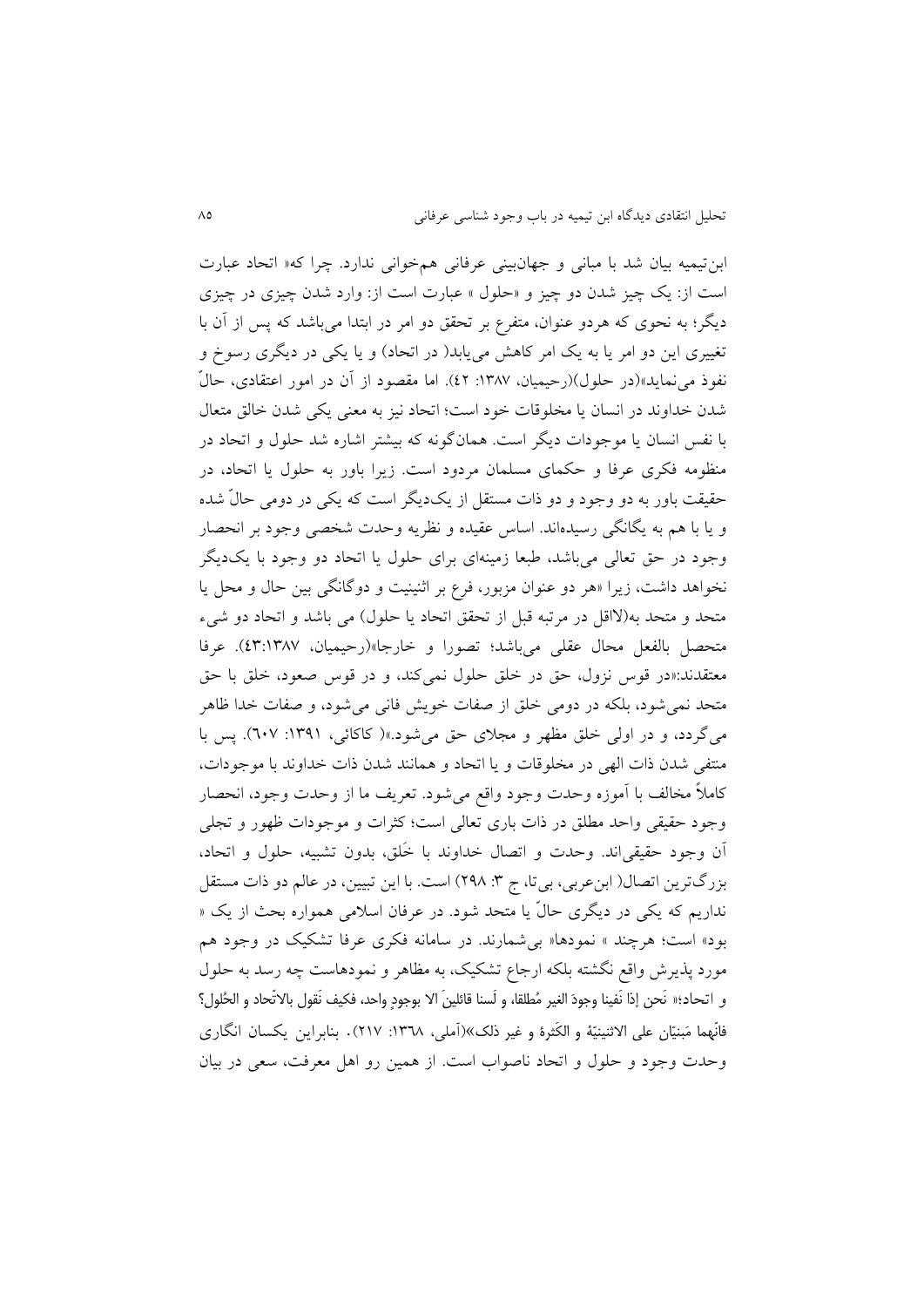ابن‌تیمیه بیان شد با مبانی و جهان‌بینی عرفانی هم‌خوانی ندارد. چرا که« اتحاد عبارت است از: یک چیز شدن دو چیز و «حلول » عبارت است از: وارد شدن چیزی در چیزی دیگر؛ به نحوی که هردو عنوان، متفرع بر تحقق دو امر در ابتدا می‌باشد که پس از آن با تغییری این دو امر یا به یک امر کاهش می‌یابد( در اتحاد) و یا یکی در دیگری رسوخ و نفوذ می‌نماید»(در حلول)(رحیمیان، ۱۳۸۷: ٤٢). اما مقصود از آن در امور اعتقادی، حالّ شدن خداوند در انسان یا مخلوقات خود است؛ اتحاد نیز به معنی یکی شدن خالق متعال با نفس انسان یا موجودات دیگر است. همان‌گونه که بیشتر اشاره شد حلول و اتحاد در منظومه فکری عرفا و حکمای مسلمان مردود است. زیرا باور به حلول یا اتحاد، در حقیقت باور به دو وجود و دو ذات مستقل از یک‌دیگر است که یکی در دومی حالّ شده و یا با هم به یگانگی رسیده‌اند. اساس عقیده و نظریه وحدت شخصی وجود بر انحصار وجود در حق تعالی می‌باشد، طبعا زمینه‌ای برای حلول یا اتحاد دو وجود با یک‌دیگر نخواهد داشت، زیرا «هر دو عنوان مزبور، فرع بر اثنینیت و دوگانگی بین حال و محل یا متحد و متحد به(لااقل در مرتبه قبل از تحقق اتحاد یا حلول) می باشد و اتحاد دو شیء متحصل بالفعل محال عقلی می‌باشد؛ تصورا و خارجا»(رحیمیان، ٤٣:١٣٨٧). عرفا معتقدند:«در قوس نزول، حق در خلق حلول نمی‌کند، و در قوس صعود، خلق با حق متحد نمی‌شود، بلکه در دومی خلق از صفات خویش فانی می‌شود، و صفات خدا ظاهر می‌گردد، و در اولی خلق مظهر و مجلای حق می‌شود.»( کاکائی، ١٣٩١: ٦٠٧). پس با منتفی شدن ذات الهی در مخلوقات و یا اتحاد و همانند شدن ذات خداوند با موجودات، کاملاً مخالف با آموزه وحدت وجود واقع می‌شود. تعریف ما از وحدت وجود، انحصار وجود حقیقی واحد مطلق در ذات باری تعالی است؛ کثرات و موجودات ظهور و تجلی آن وجود حقیقی‌اند. وحدت و اتصال خداوند با خَلق، بدون تشبیه، حلول و اتحاد، بزرگ‌ترین اتصال( ابن‌عربی، بی‌تا، ج ٣: ٢٩٨) است. با این تبیین، در عالم دو ذات مستقل نداریم که یکی در دیگری حالّ یا متحد شود. در عرفان اسلامی همواره بحث از یک « بود» است؛ هرچند « نمودها» بی‌شمارند. در سامانه فکری عرفا تشکیک در وجود هم مورد پذیرش واقع نگشته بلکه ارجاع تشکیک، به مظاهر و نمودهاست چه رسد به حلول و اتحاد؛« نَحن إذا نَفینا وجودَ الغیر مُطلقا، و لَسنا قائلینَ الا بوجودٍ واحد، فکیف نَقول بالاتّحاد و الحُلول؟ فانّهما مَبنیّان علی الاثنینیّة و الکَثرة و غیر ذلک»(آملی، ١٣٦٨: ٢١٧). بنابراین یکسان انگاری وحدت وجود و حلول و اتحاد ناصواب است. از همین رو اهل معرفت، سعی در بیان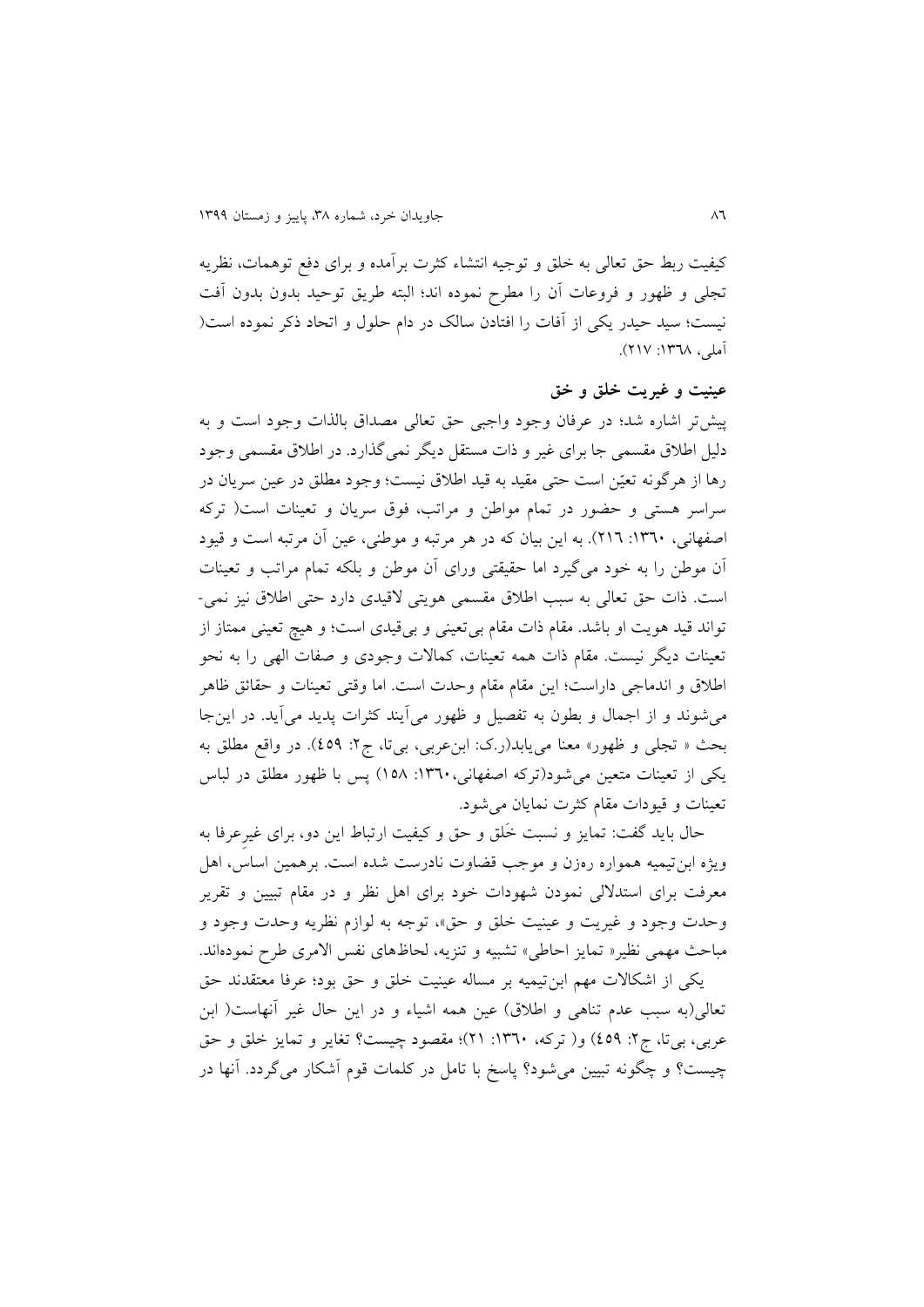کیفیت ربط حق تعالی به خلق و توجیه انتشاء کثرت برآمده و برای دفع توهمات، نظریه تجلی و ظهور و فروعات آن را مطرح نموده اند؛ البته طریق توحید بدون بدون آفت نیست؛ سید حیدر یکی از آفات را افتادن سالک در دام حلول و اتحاد ذکر نموده است( آملی، ١٣٦٨: ٢١٧).

## عینیت و غیریت خلق و خق

پیش‌تر اشاره شد؛ در عرفان وجود واجبی حق تعالی مصداق بالذات وجود است و به دلیل اطلاق مقسمی جا برای غیر و ذات مستقل دیگر نمی‌گذارد. در اطلاق مقسمی وجود رها از هرگونه تعیّن است حتی مقید به قید اطلاق نیست؛ وجود مطلق در عین سریان در سراسر هستی و حضور در تمام مواطن و مراتب، فوق سریان و تعینات است( ترکه اصفهانی، ١٣٦٠: ٢١٦). به این بیان که در هر مرتبه و موطنی، عین آن مرتبه است و قیود آن موطن را به خود می‌گیرد اما حقیقتی ورای آن موطن و بلکه تمام مراتب و تعینات است. ذات حق تعالی به سبب اطلاق مقسمی هویتی لاقیدی دارد حتی اطلاق نیز نمی‌تواند قید هویت او باشد. مقام ذات مقام بی‌تعینی و بی‌قیدی است؛ و هیچ تعینی ممتاز از تعینات دیگر نیست. مقام ذات همه تعینات، کمالات وجودی و صفات الهی را به نحو اطلاق و اندماجی داراست؛ این مقام مقام وحدت است. اما وقتی تعینات و حقائق ظاهر می‌شوند و از اجمال و بطون به تفصیل و ظهور می‌آیند کثرات پدید می‌آید. در این‌جا بحث « تجلی و ظهور» معنا می‌یابد(ر.ک: ابن‌عربی، بی‌تا، ج٢: ٤٥٩). در واقع مطلق به یکی از تعینات متعین می‌شود(ترکه اصفهانی،١٣٦٠: ١٥٨) پس با ظهور مطلق در لباس تعینات و قیودات مقام کثرت نمایان می‌شود.

حال باید گفت: تمایز و نسبت خَلق و حق و کیفیت ارتباط این دو، برای غیرِعرفا به ویژه ابن‌تیمیه همواره رهزن و موجب قضاوت نادرست شده است. برهمین اساس، اهل معرفت برای استدلالی نمودن شهودات خود برای اهل نظر و در مقام تبیین و تقریر وحدت وجود و غیریت و عینیت خلق و حق»، توجه به لوازم نظریه وحدت وجود و مباحث مهمی نظیر« تمایز احاطی» تشبیه و تنزیه، لحاظهای نفس الامری طرح نموده‌اند.

یکی از اشکالات مهم ابن‌تیمیه بر مساله عینیت خلق و حق بود؛ عرفا معتقدند حق تعالی(به سبب عدم تناهی و اطلاق) عین همه اشیاء و در این حال غیر آنهاست( ابن عربی، بی‌تا، ج٢: ٤٥٩) و( ترکه، ١٣٦٠: ٢١)؛ مقصود چیست؟ تغایر و تمایز خلق و حق چیست؟ و چگونه تبیین می‌شود؟ پاسخ با تامل در کلمات قوم آشکار می‌گردد. آنها در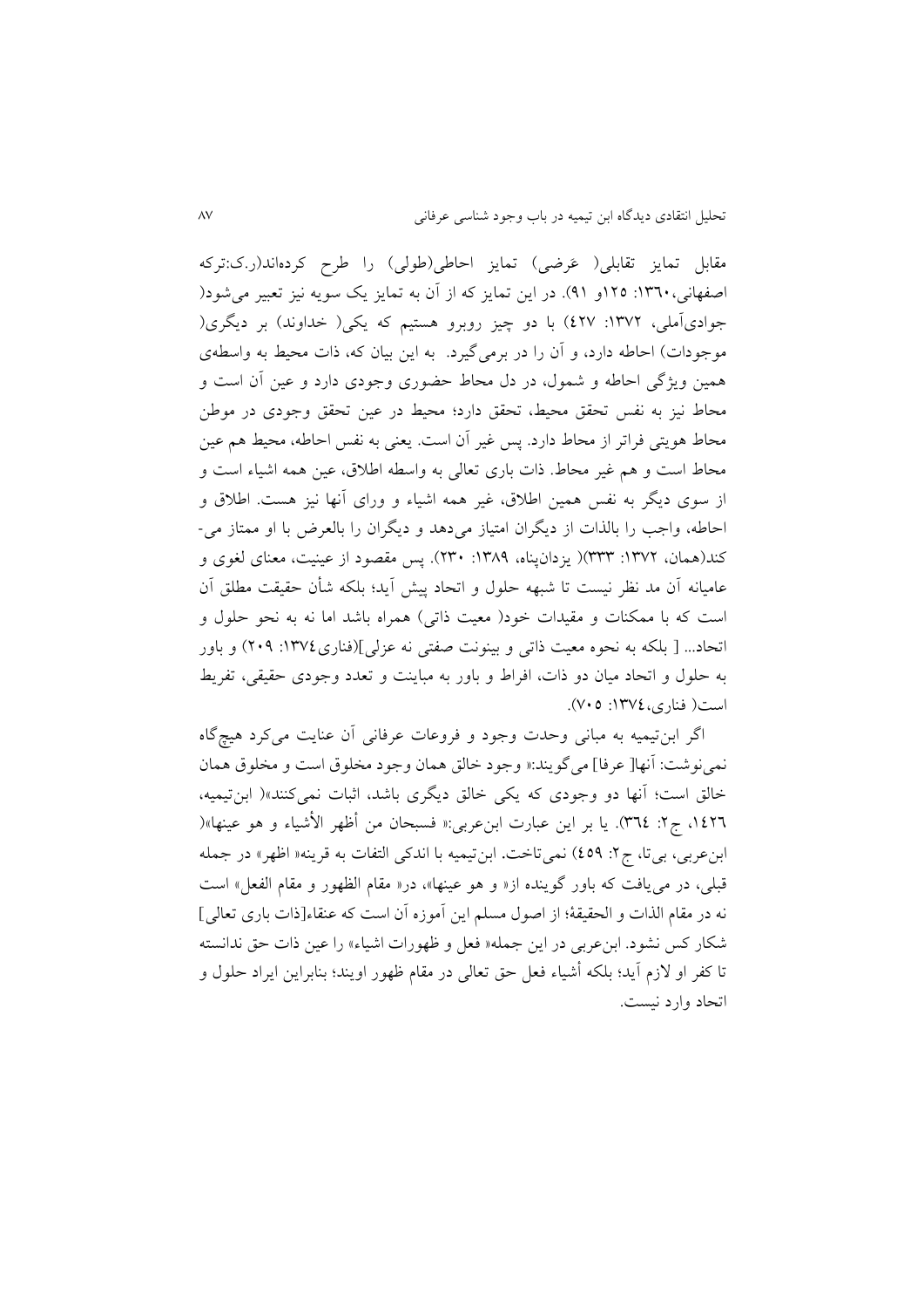مقابل تمایز تقابلی( عَرضی) تمایز احاطی(طولی) را طرح کرده‌اند(ر.ک:ترکه اصفهانی،۱۳۶۰: ۱۲۵و ۹۱). در این تمایز که از آن به تمایز یک سویه نیز تعبیر می‌شود( جوادی‌آملی، ۱۳۷۲: ۴۲۷) با دو چیز روبرو هستیم که یکی( خداوند) بر دیگری( موجودات) احاطه دارد، و آن را در برمی‌گیرد. به این بیان که، ذات محیط به واسطه‌ی همین ویژگی احاطه و شمول، در دل محاط حضوری وجودی دارد و عین آن است و محاط نیز به نفس تحقق محیط، تحقق دارد؛ محیط در عین تحقق وجودی در موطن محاط هویتی فراتر از محاط دارد. پس غیر آن است. یعنی به نفس احاطه، محیط هم عین محاط است و هم غیر محاط. ذات باری تعالی به واسطه اطلاق، عین همه اشیاء است و از سوی دیگر به نفس همین اطلاق، غیر همه اشیاء و ورای آنها نیز هست. اطلاق و احاطه، واجب را بالذات از دیگران امتیاز می‌دهد و دیگران را بالعرض با او ممتاز می‌کند(همان، ۱۳۷۲: ۳۳۳)( یزدان‌پناه، ۱۳۸۹: ۲۳۰). پس مقصود از عینیت، معنای لغوی و عامیانه آن مد نظر نیست تا شبهه حلول و اتحاد پیش آید؛ بلکه شأن حقیقت مطلق آن است که با ممکنات و مقیدات خود( معیت ذاتی) همراه باشد اما نه به نحو حلول و اتحاد... [ بلکه به نحوه معیت ذاتی و بینونت صفتی نه عزلی](فناری۱۳۷۴: ۲۰۹) و باور به حلول و اتحاد میان دو ذات، افراط و باور به مباینت و تعدد وجودی حقیقی، تفریط است( فناری،۱۳۷۴: ۷۰۵).

اگر ابن‌تیمیه به مبانی وحدت وجود و فروعات عرفانی آن عنایت می‌کرد هیچ‌گاه نمی‌نوشت: آنها[ عرفا] می‌گویند:« وجود خالق همان وجود مخلوق است و مخلوق همان خالق است؛ آنها دو وجودی که یکی خالق دیگری باشد، اثبات نمی‌کنند»( ابن‌تیمیه، ۱۴۲۶، ج۲: ۳۶۴). یا بر این عبارت ابن‌عربی:« فسبحان من أظهر الأشیاء و هو عینها»( ابن‌عربی، بی‌تا، ج۲: ۴۵۹) نمی‌تاخت. ابن‌تیمیه با اندکی التفات به قرینه« اظهر» در جمله قبلی، در می‌یافت که باور گوینده از« و هو عینها»، در« مقام الظهور و مقام الفعل» است نه در مقام الذات و الحقیقة؛ از اصول مسلم این آموزه آن است که عنقاء[ذات باری تعالی] شکار کس نشود. ابن‌عربی در این جمله« فعل و ظهورات اشیاء» را عین ذات حق ندانسته تا کفر او لازم آید؛ بلکه أشیاء فعل حق تعالی در مقام ظهور اویند؛ بنابراین ایراد حلول و اتحاد وارد نیست.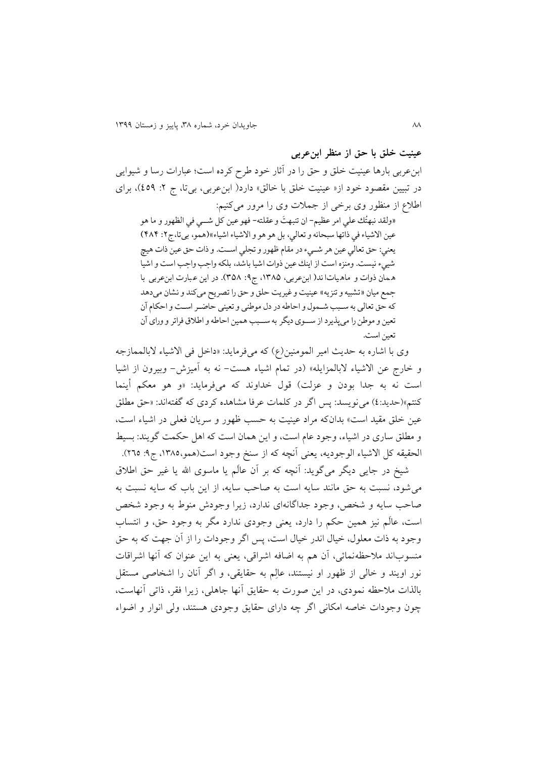## عینیت خلق با حق از منظر ابن‌عربی

ابن‌عربی بارها عینیت خلق و حق را در آثار خود طرح کرده است؛ عبارات رسا و شیوایی در تبیین مقصود خود از« عینیت خلق با خالق» دارد( ابن‌عربی، بی‌تا، ج ۲: ٤٥٩)، برای اطلاع از منظور وی برخی از جملات وی را مرور می‌کنیم:

> «ولقد نبهتُك علي امر عظيم- ان تنبهتَ و عقلته- فهو عين كل شـي في الظهور و ما هو عين الاشياء في ذاتها سبحانه و تعالي، بل هو هو و الاشياء اشياء»(همو، بی‌تا،ج۲: ۴۸۴) يعني: حق تعالي عين هر شـيء در مقام ظهور و تجلي اسـت. و ذات حق عين ذات هيچ شيیء نيست. ومنزه است از اينك عين ذوات اشيا باشد، بلكه واجب واجب است و اشيا همان ذوات و ماهيات‌اند( ابن‌عربي، ۱۳۸۵، ج۹: ۳۵۸). در این عبارت ابن‌عربی با جمع میان «تشبیه و تنزیه» عینیت و غیریت حلق و حق را تصریح می‌کند و نشان می‌دهد که حق تعالی به سـبب شـمول و احاطه در دل موطنی و تعینی حاضـر اسـت و احکام آن تعین و موطن را می‌پذیرد از سـوی دیگر به سـبب همین احاطه و اطلاق فراتر و ورای آن تعین است.

وی با اشاره به حدیث امیر المومنین(ع) که می‌فرماید: «داخل فی الاشیاء لابالممازجه و خارج عن الاشیاء لابالمزایله» (در تمام اشیاء هست- نه به آمیزش- وبیرون از اشیا است نه به جدا بودن و عزلت) قول خداوند که می‌فرماید: «و هو معکم أینما کنتم»(حدید:٤) می‌نویسد: پس اگر در کلمات عرفا مشاهده کردی که گفته‌اند: «حق مطلق عین خلق مقید است» بدان‌که مراد عینیت به حسب ظهور و سریان فعلی در اشیاء است، و مطلق ساری در اشیاء، وجود عام است، و این همان است که اهل حکمت گویند: بسیط الحقیقه کل الاشیاء الوجودیه، یعنی آنچه که از سنخ وجود است(همو،۱۳۸۵، ج۹: ٢٦٥).

شیخ در جایی دیگر می‌گوید: آنچه که بر آن عالَم یا ماسوی الله یا غیر حق اطلاق می‌شود، نسبت به حق مانند سایه است به صاحب سایه، از این باب که سایه نسبت به صاحب سایه و شخص، وجود جداگانه‌ای ندارد، زیرا وجودش منوط به وجود شخص است، عالَم نیز همین حکم را دارد، یعنی وجودی ندارد مگر به وجود حق، و انتساب وجود به ذات معلول، خیال اندر خیال است، پس اگر وجودات را از آن جهت که به حق منسوب‌اند ملاحظه‌نمائی، آن هم به اضافه اشراقی، یعنی به این عنوان که آنها اشراقات نور اویند و خالی از ظهور او نیستند، عالِم به حقایقی، و اگر آنان را اشخاصی مستقل بالذات ملاحظه نمودی، در این صورت به حقایق آنها جاهلی، زیرا فقر، ذاتی آنهاست، چون وجودات خاصه امکانی اگر چه دارای حقایق وجودی هستند، ولی انوار و اضواء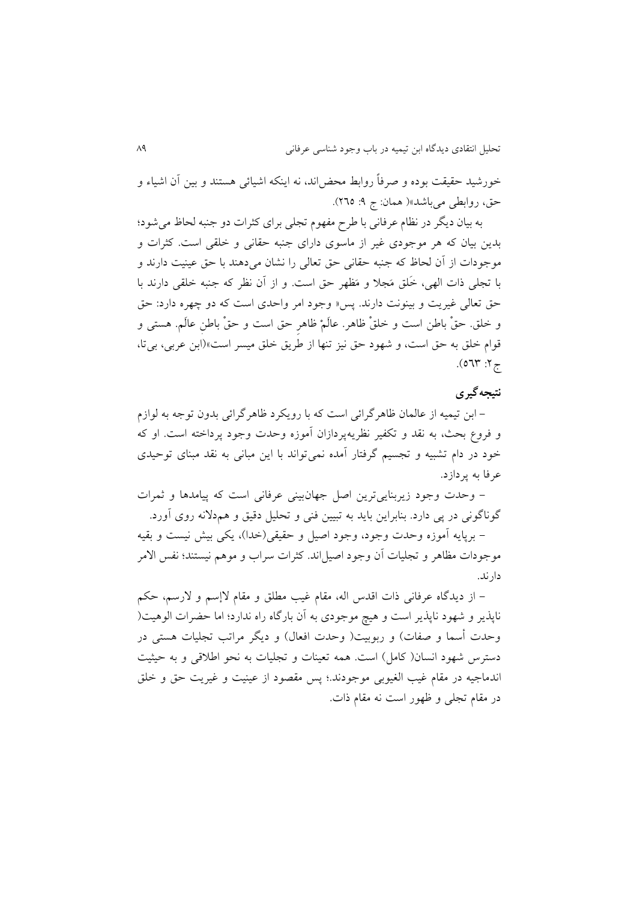خورشید حقیقت بوده و صرفاً روابط محض‌اند، نه اینکه اشیائی هستند و بین آن اشیاء و حق، روابطی می‌باشد»( همان: ج ۹: ۲۶۵).

به بیان دیگر در نظام عرفانی با طرح مفهوم تجلی برای کثرات دو جنبه لحاظ می‌شود؛ بدین بیان که هر موجودی غیر از ماسوی دارای جنبه حقانی و خلقی است. کثرات و موجودات از آن لحاظ که جنبه حقانی حق تعالی را نشان می‌دهند با حق عینیت دارند و با تجلی ذات الهی، خَلق مَجلا و مَظهر حق است. و از آن نظر که جنبه خلقی دارند با حق تعالی غیریت و بینونت دارند. پس« وجود امر واحدی است که دو چهره دارد: حق و خلق. حقْ باطن است و خلقْ ظاهر. عالَمْ ظاهرِ حق است و حقْ باطنِ عالَم. هستی و قوام خلق به حق است، و شهود حق نیز تنها از طَریق خلق میسر است»(ابن عربی، بی‌تا، ج۲: ۵۶۳).

## نتیجه‌گیری

– ابن تیمیه از عالمان ظاهرگرائی است که با رویکرد ظاهرگرائی بدون توجه به لوازم و فروع بحث، به نقد و تکفیر نظریه‌پردازان آموزه وحدت وجود پرداخته است. او که خود در دام تشبیه و تجسیم گرفتار آمده نمی‌تواند با این مبانی به نقد مبنای توحیدی عرفا به پردازد.

– وحدت وجود زیربنایی‌ترین اصل جهان‌بینی عرفانی است که پیامدها و ثمرات گوناگونی در پی دارد. بنابراین باید به تبیین فنی و تحلیل دقیق و هم‌دلانه روی آورد.

– برپایه آموزه وحدت وجود، وجود اصیل و حقیقی(خدا)، یکی بیش نیست و بقیه موجودات مظاهر و تجلیات آن وجود اصیل‌اند. کثرات سراب و موهم نیستند؛ نفس الامر دارند.

– از دیدگاه عرفانی ذات اقدس اله، مقام غیب مطلق و مقام لاإسم و لارسم، حکم ناپذیر و شهود ناپذیر است و هیچ موجودی به آن بارگاه راه ندارد؛ اما حضرات الوهیت( وحدت أسما و صفات) و ربوبیت( وحدت افعال) و دیگر مراتب تجلیات هستی در دسترس شهود انسان( کامل) است. همه تعینات و تجلیات به نحو اطلاقی و به حیثیت اندماجیه در مقام غیب الغیوبی موجودند.؛ پس مقصود از عینیت و غیریت حق و خلق در مقام تجلی و ظهور است نه مقام ذات.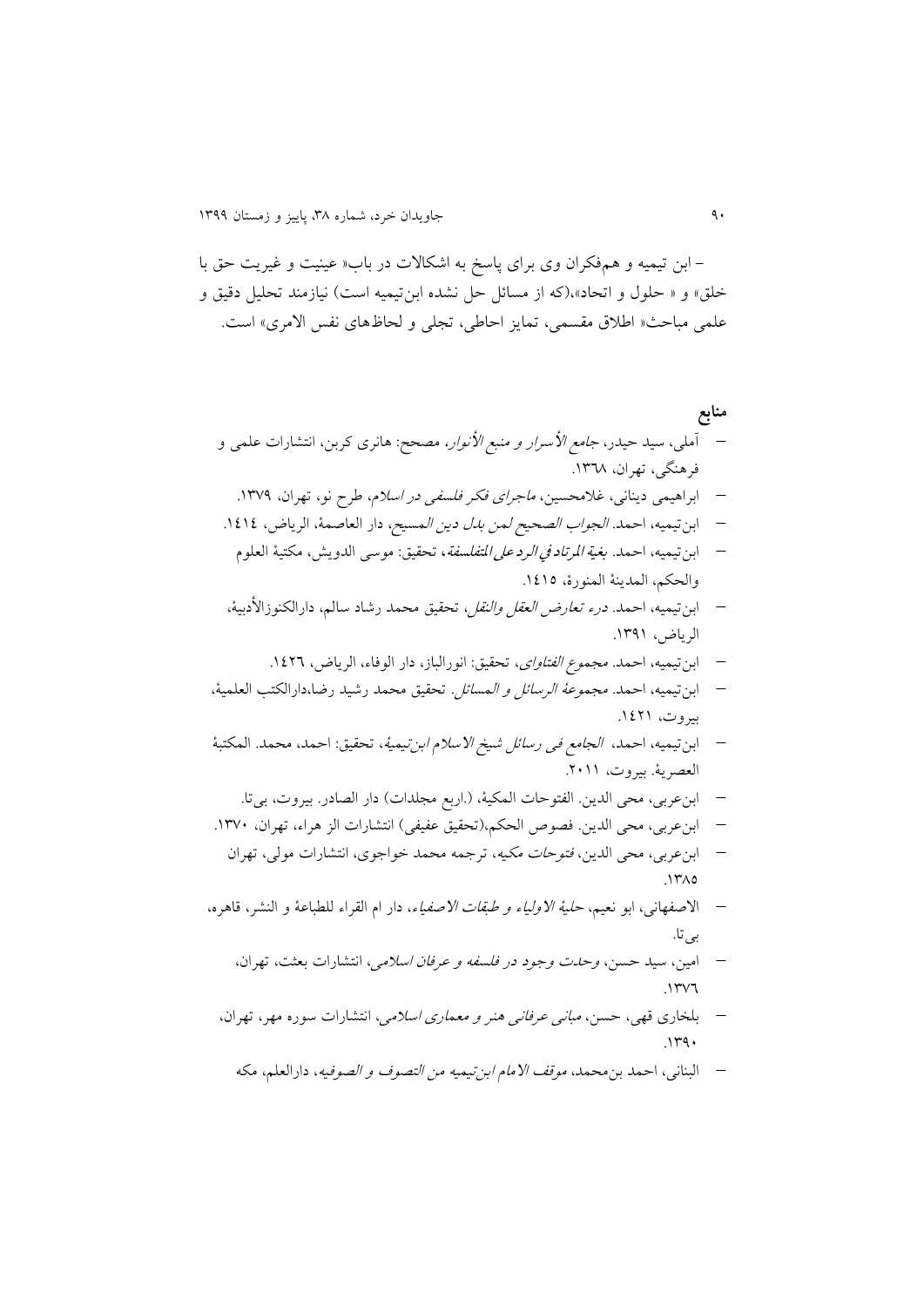– ابن تیمیه و هم‌فکران وی برای پاسخ به اشکالات در باب« عینیت و غیریت حق با خلق» و « حلول و اتحاد»،(که از مسائل حل نشده ابن‌تیمیه است) نیازمند تحلیل دقیق و علمی مباحث« اطلاق مقسمی، تمایز احاطی، تجلی و لحاظ‌های نفس الامری» است.

## منابع

- آملی، سید حیدر، *جامع الأسرار و منبع الأنوار*، مصحح: هانری کربن، انتشارات علمی و فرهنگی، تهران، ١٣٦٨.
- ابراهیمی دینانی، غلامحسین، *ماجرای فکر فلسفی در اسلام*، طرح نو، تهران، ١٣٧٩.
- ابن‌تیمیه، احمد. *الجواب الصحیح لمن بدل دین المسیح*، دار العاصمة، الریاض، ١٤١٤.
- ابن‌تیمیه، احمد. *بغیة المرتاد فی الرد علی المتفلسفة*، تحقیق: موسی الدویش، مکتبة العلوم والحکم، المدینة المنورة، ١٤١٥.
- ابن‌تیمیه، احمد. *درء تعارض العقل والنقل*، تحقیق محمد رشاد سالم، دارالکنوزالأدبیة، الریاض، ١٣٩١.
- ابن‌تیمیه، احمد. *مجموع الفتاوی*، تحقیق: انورالباز، دار الوفاء، الریاض، ١٤٢٦.
- ابن‌تیمیه، احمد. *مجموعة الرسائل و المسائل*. تحقیق محمد رشید رضا،دارالکتب العلمیة، بیروت، ١٤٢١.
- ابن‌تیمیه، احمد، *الجامع فی رسائل شیخ الاسلام ابن‌تیمیة*، تحقیق: احمد، محمد. المکتبة العصریة. بیروت، ٢٠١١.
- ابن‌عربی، محی الدین. الفتوحات المکیة، (.اربع مجلدات) دار الصادر. بیروت، بی‌تا.
- ابن‌عربی، محی الدین. فصوص الحکم،(تحقیق عفیفی) انتشارات الز هراء، تهران، ١٣٧٠.
- ابن‌عربی، محی الدین، *فتوحات مکیه*، ترجمه محمد خواجوی، انتشارات مولی، تهران ١٣٨٥.
- الاصفهانی، ابو نعیم، *حلیة الاولیاء و طبقات الاصفیاء*، دار ام القراء للطباعة و النشر، قاهره، بی‌تا.
- امین، سید حسن، *وحدت وجود در فلسفه و عرفان اسلامی*، انتشارات بعثت، تهران، ١٣٧٦.
- بلخاری قهی، حسن، *مبانی عرفانی هنر و معماری اسلامی*، انتشارات سوره مهر، تهران، ١٣٩٠.
- البنانی، احمد بن‌محمد، *موقف الامام ابن‌تیمیه من التصوف و الصوفیه*، دارالعلم، مکه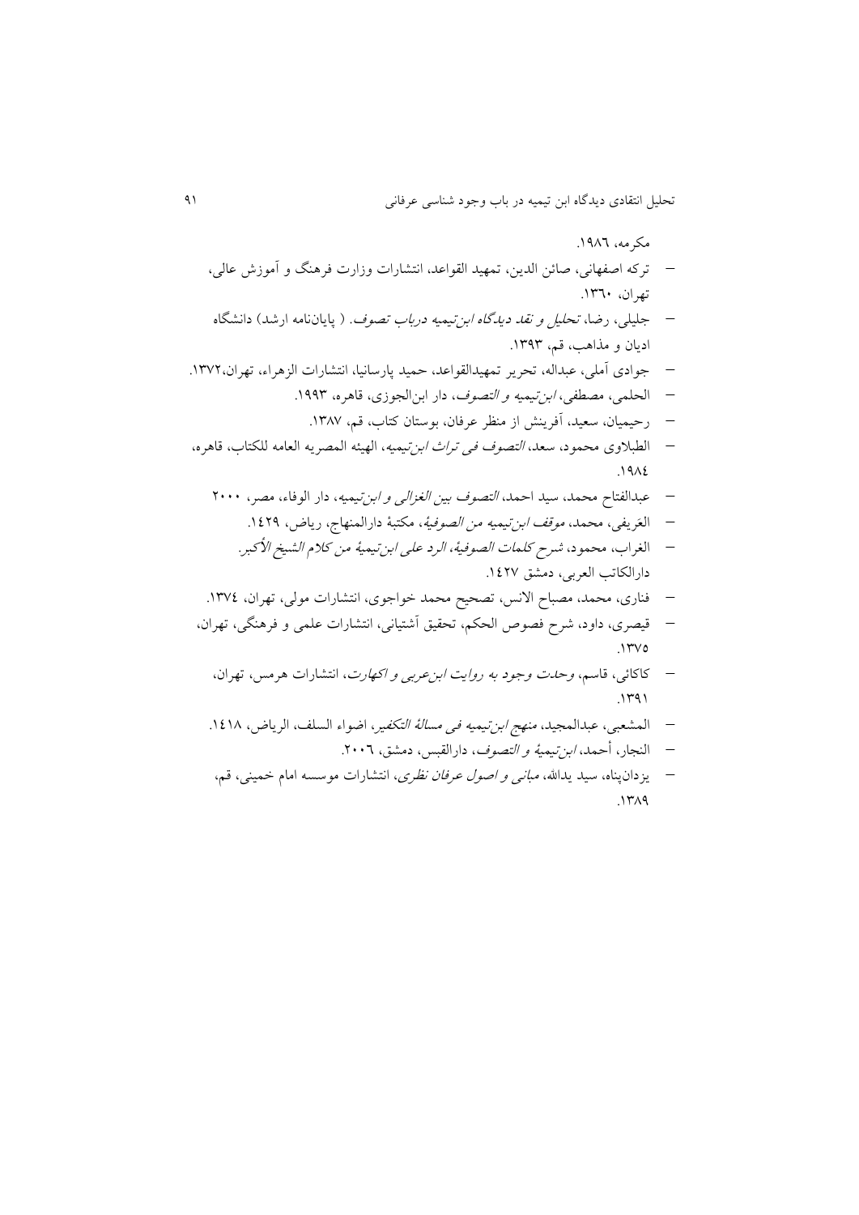مکرمه، ۱۹۸٦.

- ترکه اصفهانی، صائن الدین، تمهید القواعد، انتشارات وزارت فرهنگ و آموزش عالی، تهران، ۱۳٦۰.
- جلیلی، رضا، *تحلیل و نقد دیدگاه ابن‌تیمیه درباب تصوف*. ( پایان‌نامه ارشد) دانشگاه ادیان و مذاهب، قم، ۱۳۹۳.
- جوادی آملی، عبداله، تحریر تمهیدالقواعد، حمید پارسانیا، انتشارات الزهراء، تهران،۱۳۷۲.
- الحلمی، مصطفی، *ابن‌تیمیه و التصوف*، دار ابن‌الجوزی، قاهره، ۱۹۹۳.
- رحیمیان، سعید، آفرینش از منظر عرفان، بوستان کتاب، قم، ۱۳۸۷.
- الطبلاوی محمود، سعد، *التصوف فی تراث ابن‌تیمیه*، الهیئه المصریه العامه للکتاب، قاهره، ۱۹۸٤.
- عبدالفتاح محمد، سید احمد، *التصوف بین الغزالی و ابن‌تیمیه*، دار الوفاء، مصر، ۲۰۰۰
- العَریفی، محمد، *موقف ابن‌تیمیه من الصوفیهٔ*، مکتبهٔ دارالمنهاج، ریاض، ۱٤۲۹.
- الغراب، محمود، *شرح کلمات الصوفیهٔ، الرد علی ابن‌تیمیهٔ من کلام الشیخ الأکبر*. دارالکاتب العربی، دمشق ۱٤۲۷.
- فناری، محمد، مصباح الانس، تصحیح محمد خواجوی، انتشارات مولی، تهران، ۱۳۷٤.
- قیصری، داود، شرح فصوص الحکم، تحقیق آشتیانی، انتشارات علمی و فرهنگی، تهران، ۱۳۷۵.
- کاکائی، قاسم، *وحدت وجود به روایت ابن‌عربی و اکهارت*، انتشارات هرمس، تهران، ۱۳۹۱.
- المشعبی، عبدالمجید، *منهج ابن‌تیمیه فی مسالهٔ التکفیر*، اضواء السلف، الریاض، ۱٤۱۸.
- النجار، أحمد، *ابن‌تیمیهٔ و التصوف*، دارالقبس، دمشق، ۲۰۰٦.
- یزدان‌پناه، سید یدالله، *مبانی و اصول عرفان نظری*، انتشارات موسسه امام خمینی، قم، ۱۳۸۹.